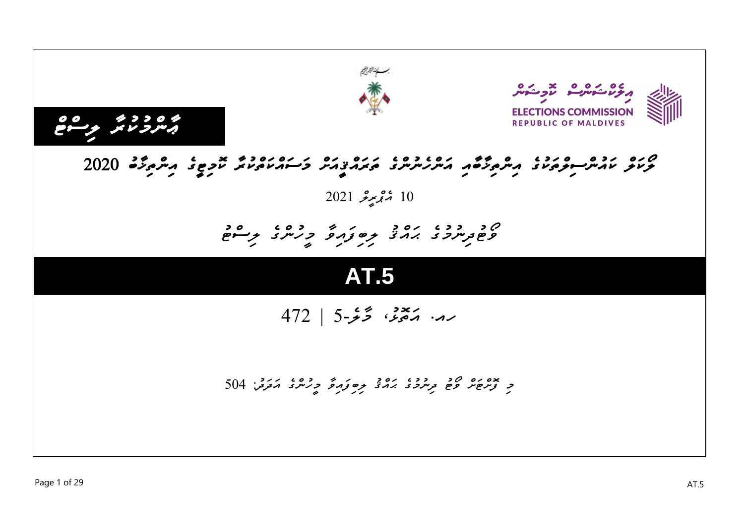ELECTIONS COMMISSION
REPUBLIC OF MALDIVES

ފާސްކުރެވިފައިވާ ލިސްޓް

# ލޯކަލް ކައުންސިލްތަކުގެ އިންތިޚާބާއި އަންހެނުންގެ ތަރައްޤީއަށް މަސައްކަތްކުރާ ކޮމިޓީގެ އިންތިޚާބު 2020

10 އެޕްރީލް 2021

ވޯޓުދިނުމުގެ ހައްޤު ލިބިފައިވާ މީހުންގެ ލިސްޓު

# AT.5

ހއ. އަތޮޅު، މާފަ-5 | 472

މި ފޮތުގައި ވޯޓު ދިނުމުގެ ހައްޤު ލިބިފައިވާ މީހުންގެ އަދަދު: 504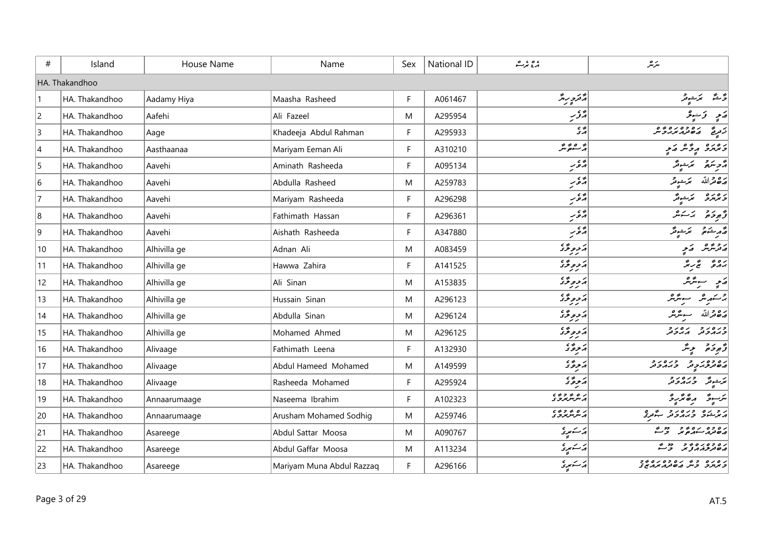| # | Island | House Name | Name | Sex | National ID | ގެއެޑްރެސް | ނަން |
|---|---|---|---|---|---|---|---|
| HA. Thakandhoo | | | | | | | |
| 1 | HA. Thakandhoo | Aadamy Hiya | Maasha Rasheed | F | A061467 | އާދަމީ ހިޔާ | މާޝާ ރަޝީދު |
| 2 | HA. Thakandhoo | Aafehi | Ali Fazeel | M | A295954 | އާފެހި | އަލި ފަޒީލު |
| 3 | HA. Thakandhoo | Aage | Khadeeja Abdul Rahman | F | A295933 | އާގެ | ޚަދީޖާ އަބްދުއްރަޙްމާން |
| 4 | HA. Thakandhoo | Aasthaanaa | Mariyam Eeman Ali | F | A310210 | އާސްތާނާ | މަރިޔަމް އީމާން އަލި |
| 5 | HA. Thakandhoo | Aavehi | Aminath Rasheeda | F | A095134 | އާވެހި | އާމިނަތު ރަޝީދާ |
| 6 | HA. Thakandhoo | Aavehi | Abdulla Rasheed | M | A259783 | އާވެހި | އަބްދުﷲ ރަޝީދު |
| 7 | HA. Thakandhoo | Aavehi | Mariyam Rasheeda | F | A296298 | އާވެހި | މަރިޔަމް ރަޝީދާ |
| 8 | HA. Thakandhoo | Aavehi | Fathimath Hassan | F | A296361 | އާވެހި | ފާތިމަތު ހަސަން |
| 9 | HA. Thakandhoo | Aavehi | Aishath Rasheeda | F | A347880 | އާވެހި | އާއިޝަތު ރަޝީދާ |
| 10 | HA. Thakandhoo | Alhivilla ge | Adnan Ali | M | A083459 | އަލިވިލާގެ | އަދުނާން އަލި |
| 11 | HA. Thakandhoo | Alhivilla ge | Hawwa Zahira | F | A141525 | އަލިވިލާގެ | ހައްވާ ޒާހިރާ |
| 12 | HA. Thakandhoo | Alhivilla ge | Ali Sinan | M | A153835 | އަލިވިލާގެ | އަލި ސިނާން |
| 13 | HA. Thakandhoo | Alhivilla ge | Hussain Sinan | M | A296123 | އަލިވިލާގެ | ހުސައިން ސިނާން |
| 14 | HA. Thakandhoo | Alhivilla ge | Abdulla Sinan | M | A296124 | އަލިވިލާގެ | އަބްދުﷲ ސިނާން |
| 15 | HA. Thakandhoo | Alhivilla ge | Mohamed Ahmed | M | A296125 | އަލިވިލާގެ | މުހައްމަދު އަހްމަދު |
| 16 | HA. Thakandhoo | Alivaage | Fathimath Leena | F | A132930 | އަލިވާގެ | ފާތިމަތު ލީނާ |
| 17 | HA. Thakandhoo | Alivaage | Abdul Hameed Mohamed | M | A149599 | އަލިވާގެ | އަބްދުލްހަމީދު މުހައްމަދު |
| 18 | HA. Thakandhoo | Alivaage | Rasheeda Mohamed | F | A295924 | އަލިވާގެ | ރަޝީދާ މުހައްމަދު |
| 19 | HA. Thakandhoo | Annaarumaage | Naseema Ibrahim | F | A102323 | އަންނާރުމާގެ | ނަސީމާ އިބްރާހީމް |
| 20 | HA. Thakandhoo | Annaarumaage | Arusham Mohamed Sodhig | M | A259746 | އަންނާރުމާގެ | އަރުޝަމް މުހައްމަދު ޞާދިގު |
| 21 | HA. Thakandhoo | Asareege | Abdul Sattar Moosa | M | A090767 | އަސަރީގެ | އަބްދުއްސައްތާރު މޫސާ |
| 22 | HA. Thakandhoo | Asareege | Abdul Gaffar Moosa | M | A113234 | އަސަރީގެ | އަބްދުލްޣައްފާރު މޫސާ |
| 23 | HA. Thakandhoo | Asareege | Mariyam Muna Abdul Razzaq | F | A296166 | އަސަރީގެ | މަރިޔަމް މުނާ އަބްދުއްރައްޒާޤު |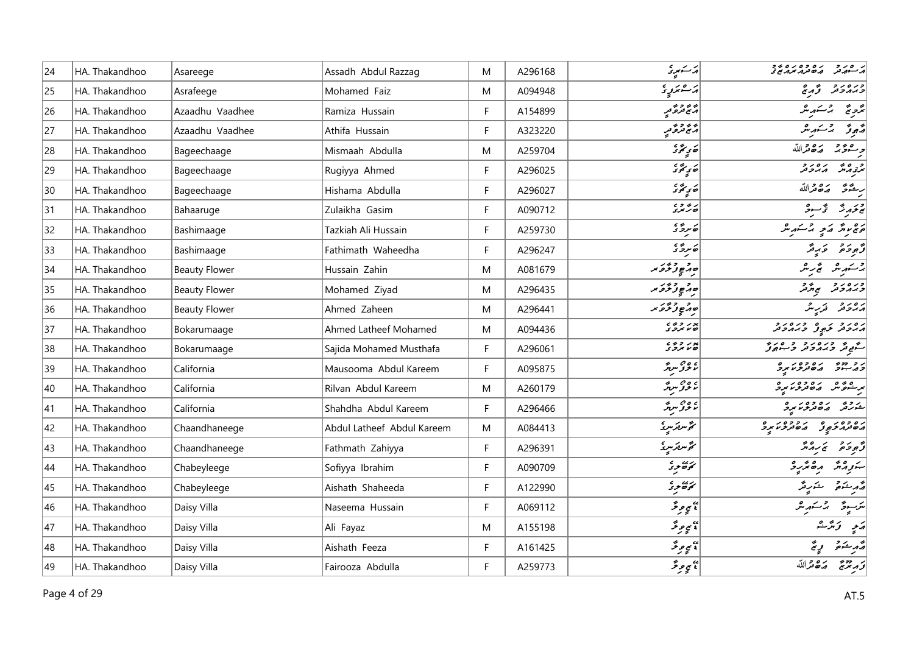| 24 | HA. Thakandhoo | Asareege | Assadh Abdul Razzag | M | A296168 | އަސަރީގެ | އައްސަދު އަބްދުއްރައްޒާގު |
|---|---|---|---|---|---|---|---|
| 25 | HA. Thakandhoo | Asrafeege | Mohamed Faiz | M | A094948 | އަސްރަފީގެ | މުހައްމަދު ފާއިޒު |
| 26 | HA. Thakandhoo | Azaadhu Vaadhee | Ramiza Hussain | F | A154899 | އާޒާދުވާދީ | ރާމިޒާ ހުސައިން |
| 27 | HA. Thakandhoo | Azaadhu Vaadhee | Athifa Hussain | F | A323220 | އާޒާދުވާދީ | އާތިފާ ހުސައިން |
| 28 | HA. Thakandhoo | Bageechaage | Mismaah Abdulla | M | A259704 | ބަގީޗާގެ | މިސްމާހު އަބްދުﷲ |
| 29 | HA. Thakandhoo | Bageechaage | Rugiyya Ahmed | F | A296025 | ބަގީޗާގެ | ރުގިއްޔާ އަހުމަދު |
| 30 | HA. Thakandhoo | Bageechaage | Hishama Abdulla | F | A296027 | ބަގީޗާގެ | ހިޝާމާ އަބްދުﷲ |
| 31 | HA. Thakandhoo | Bahaaruge | Zulaikha Gasim | F | A090712 | ބަހާރުގެ | ޒުލައިޚާ ގާސިމް |
| 32 | HA. Thakandhoo | Bashimaage | Tazkiah Ali Hussain | F | A259730 | ބަށިމާގެ | ތަޒްކިޔާ ޢަލީ ހުސައިން |
| 33 | HA. Thakandhoo | Bashimaage | Fathimath Waheedha | F | A296247 | ބަށިމާގެ | ފާތިމަތު ވަހީދާ |
| 34 | HA. Thakandhoo | Beauty Flower | Hussain Zahin | M | A081679 | ބިއުޓީފްލާވަރ | ހުސައިން ޒާހިން |
| 35 | HA. Thakandhoo | Beauty Flower | Mohamed Ziyad | M | A296435 | ބިއުޓީފްލާވަރ | މުހައްމަދު ޒިޔާދު |
| 36 | HA. Thakandhoo | Beauty Flower | Ahmed Zaheen | M | A296441 | ބިއުޓީފްލާވަރ | އަހުމަދު ޒަހީން |
| 37 | HA. Thakandhoo | Bokarumaage | Ahmed Latheef Mohamed | M | A094436 | ބޮކަރުމާގެ | އަހުމަދު ލަތީފު މުހައްމަދު |
| 38 | HA. Thakandhoo | Bokarumaage | Sajida Mohamed Musthafa | F | A296061 | ބޮކަރުމާގެ | ސާޖިދާ މުހައްމަދު މުސްތަފާ |
| 39 | HA. Thakandhoo | California | Mausooma Abdul Kareem | F | A095875 | ކެލިފޯނިއާ | މައުސޫމާ އަބްދުލްކަރީމް |
| 40 | HA. Thakandhoo | California | Rilvan Abdul Kareem | M | A260179 | ކެލިފޯނިއާ | ރިލްވާން އަބްދުލްކަރީމް |
| 41 | HA. Thakandhoo | California | Shahdha Abdul Kareem | F | A296466 | ކެލިފޯނިއާ | ޝަހްދާ އަބްދުލްކަރީމް |
| 42 | HA. Thakandhoo | Chaandhaneege | Abdul Latheef Abdul Kareem | M | A084413 | ޗާނދަނީގެ | އަބްދުއްލަތީފް އަބްދުލްކަރީމް |
| 43 | HA. Thakandhoo | Chaandhaneege | Fathmath Zahiyya | F | A296391 | ޗާނދަނީގެ | ފާތިމަތު ޒަހިއްޔާ |
| 44 | HA. Thakandhoo | Chabeyleege | Sofiyya Ibrahim | F | A090709 | ޗަބޭލީގެ | ސޯފިއްޔާ އިބްރާހިމް |
| 45 | HA. Thakandhoo | Chabeyleege | Aishath Shaheeda | F | A122990 | ޗަބޭލީގެ | ޢާއިޝަތު ޝަހީދާ |
| 46 | HA. Thakandhoo | Daisy Villa | Naseema Hussain | F | A069112 | ޑޭޒީވިލާ | ނަސީމާ ހުސައިން |
| 47 | HA. Thakandhoo | Daisy Villa | Ali Fayaz | M | A155198 | ޑޭޒީވިލާ | ޢަލީ ފައްޔާޒް |
| 48 | HA. Thakandhoo | Daisy Villa | Aishath Feeza | F | A161425 | ޑޭޒީވިލާ | ޢާއިޝަތު ފީޒާ |
| 49 | HA. Thakandhoo | Daisy Villa | Fairooza Abdulla | F | A259773 | ޑޭޒީވިލާ | ފައިރޫޒާ އަބްދުﷲ |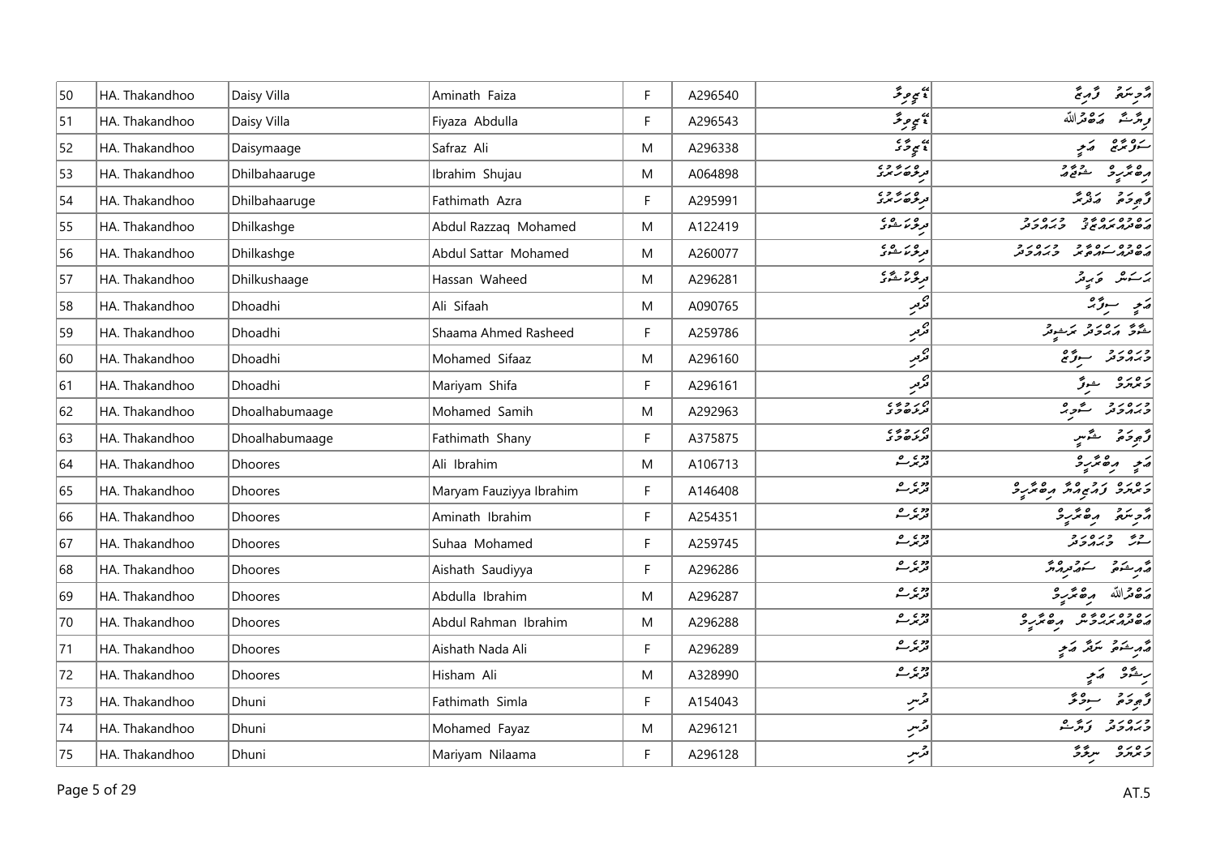| 50 | HA. Thakandhoo | Daisy Villa | Aminath Faiza | F | A296540 | ޑޭޒީވިލާ | އާމިނަތު ފާއިޒާ |
|---|---|---|---|---|---|---|---|
| 51 | HA. Thakandhoo | Daisy Villa | Fiyaza Abdulla | F | A296543 | ޑޭޒީވިލާ | ފިޔާޒާ އަބްދުﷲ |
| 52 | HA. Thakandhoo | Daisymaage | Safraz Ali | M | A296338 | ޑޭޒީމާގެ | ސަފްރާޒް ޢަލީ |
| 53 | HA. Thakandhoo | Dhilbahaaruge | Ibrahim Shujau | M | A064898 | ދިލްބަހާރުގެ | އިބްރާހީމް ޝުޖާޢު |
| 54 | HA. Thakandhoo | Dhilbahaaruge | Fathimath Azra | F | A295991 | ދިލްބަހާރުގެ | ފާތިމަތު އަޒްރާ |
| 55 | HA. Thakandhoo | Dhilkashge | Abdul Razzaq Mohamed | M | A122419 | ދިލްކަޝްގެ | އަބްދުއްރައްޒާޤު މުޙައްމަދު |
| 56 | HA. Thakandhoo | Dhilkashge | Abdul Sattar Mohamed | M | A260077 | ދިލްކަޝްގެ | އަބްދުއްސައްތާރު މުޙައްމަދު |
| 57 | HA. Thakandhoo | Dhilkushaage | Hassan Waheed | M | A296281 | ދިލްކުޝާގެ | ޙަސަން ވަޙީދު |
| 58 | HA. Thakandhoo | Dhoadhi | Ali Sifaah | M | A090765 | ދޯދި | ޢަލީ ސިފާޙް |
| 59 | HA. Thakandhoo | Dhoadhi | Shaama Ahmed Rasheed | F | A259786 | ދޯދި | ޝާމާ އަޙްމަދު ރަޝީދު |
| 60 | HA. Thakandhoo | Dhoadhi | Mohamed Sifaaz | M | A296160 | ދޯދި | މުޙައްމަދު ސިފާޒް |
| 61 | HA. Thakandhoo | Dhoadhi | Mariyam Shifa | F | A296161 | ދޯދި | މަރިޔަމް ޝިފާ |
| 62 | HA. Thakandhoo | Dhoalhabumaage | Mohamed Samih | M | A292963 | ދޯޅަބުމާގެ | މުޙައްމަދު ސާމިޙް |
| 63 | HA. Thakandhoo | Dhoalhabumaage | Fathimath Shany | F | A375875 | ދޯޅަބުމާގެ | ފާތިމަތު ޝާނީ |
| 64 | HA. Thakandhoo | Dhoores | Ali Ibrahim | M | A106713 | ދޫރެސް | ޢަލީ އިބްރާހީމް |
| 65 | HA. Thakandhoo | Dhoores | Maryam Fauziyya Ibrahim | F | A146408 | ދޫރެސް | މަރްޔަމް ފައުޒިއްޔާ އިބްރާހީމް |
| 66 | HA. Thakandhoo | Dhoores | Aminath Ibrahim | F | A254351 | ދޫރެސް | އާމިނަތު އިބްރާހީމް |
| 67 | HA. Thakandhoo | Dhoores | Suhaa Mohamed | F | A259745 | ދޫރެސް | ސުހާ މުޙައްމަދު |
| 68 | HA. Thakandhoo | Dhoores | Aishath Saudiyya | F | A296286 | ދޫރެސް | ޢާއިޝަތު ސަޢުދިއްޔާ |
| 69 | HA. Thakandhoo | Dhoores | Abdulla Ibrahim | M | A296287 | ދޫރެސް | އަބްދުﷲ އިބްރާހީމް |
| 70 | HA. Thakandhoo | Dhoores | Abdul Rahman Ibrahim | M | A296288 | ދޫރެސް | އަބްދުއްރަޙްމާން އިބްރާހީމް |
| 71 | HA. Thakandhoo | Dhoores | Aishath Nada Ali | F | A296289 | ދޫރެސް | ޢާއިޝަތު ނަދާ ޢަލީ |
| 72 | HA. Thakandhoo | Dhoores | Hisham Ali | M | A328990 | ދޫރެސް | ހިޝާމް ޢަލީ |
| 73 | HA. Thakandhoo | Dhuni | Fathimath Simla | F | A154043 | ދުނި | ފާތިމަތު ސިމްލާ |
| 74 | HA. Thakandhoo | Dhuni | Mohamed Fayaz | M | A296121 | ދުނި | މުޙައްމަދު ފަޔާޒް |
| 75 | HA. Thakandhoo | Dhuni | Mariyam Nilaama | F | A296128 | ދުނި | މަރިޔަމް ނިލާމާ |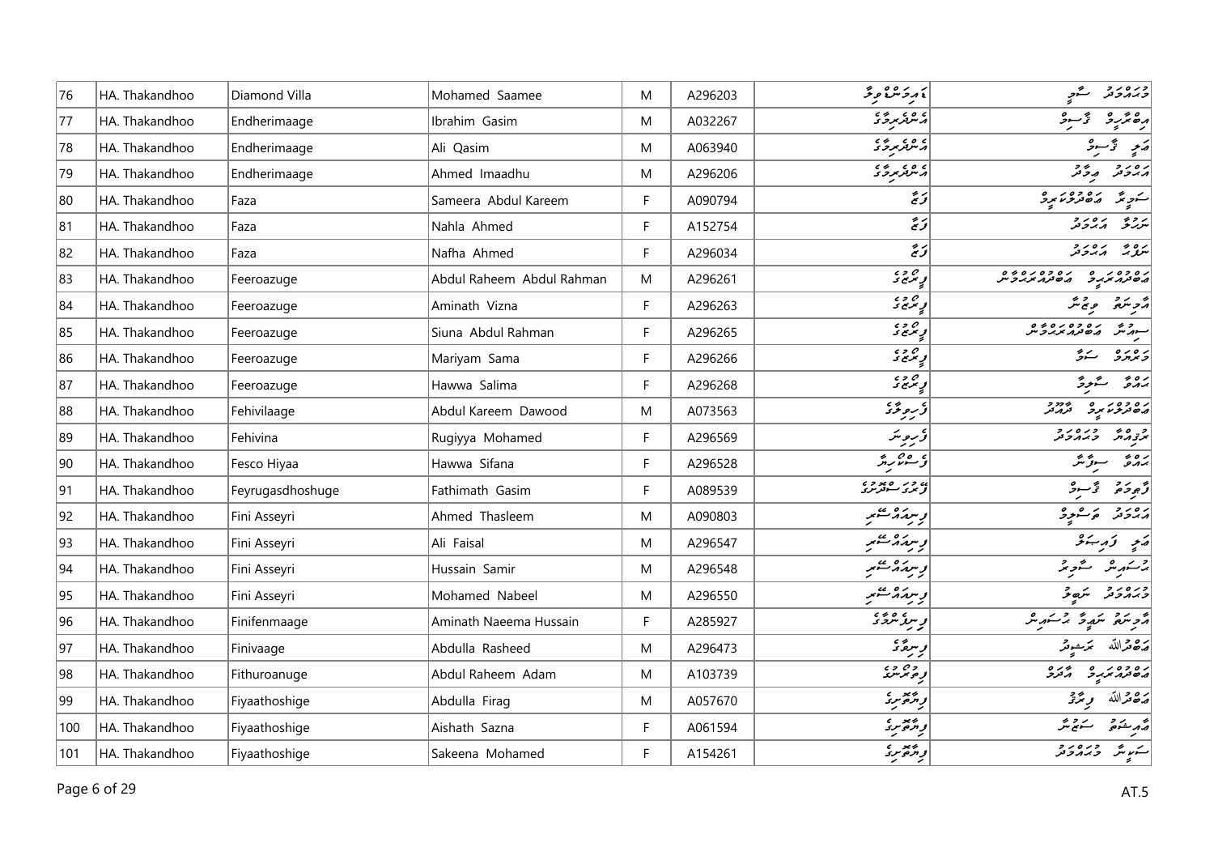| 76 | HA. Thakandhoo | Diamond Villa | Mohamed Saamee | M | A296203 | ޑައިމަންޑް ވިލާ | މުހައްމަދު ސާމީ |
|---|---|---|---|---|---|---|---|
| 77 | HA. Thakandhoo | Endherimaage | Ibrahim Gasim | M | A032267 | އެންދެރިމާގެ | އިބްރާހީމް ޤާސިމް |
| 78 | HA. Thakandhoo | Endherimaage | Ali Qasim | M | A063940 | އެންދެރިމާގެ | އަލީ ޤާސިމް |
| 79 | HA. Thakandhoo | Endherimaage | Ahmed Imaadhu | M | A296206 | އެންދެރިމާގެ | އަހުމަދު އިމާދު |
| 80 | HA. Thakandhoo | Faza | Sameera Abdul Kareem | F | A090794 | ފަޒާ | ސަމީރާ އަބްދުލްކަރީމް |
| 81 | HA. Thakandhoo | Faza | Nahla Ahmed | F | A152754 | ފަޒާ | ނަހުލާ އަހުމަދު |
| 82 | HA. Thakandhoo | Faza | Nafha Ahmed | F | A296034 | ފަޒާ | ނަފްހާ އަހުމަދު |
| 83 | HA. Thakandhoo | Feeroazuge | Abdul Raheem Abdul Rahman | M | A296261 | ފީރޯޒުގެ | އަބްދުއްރަޙީމް އަބްދުއްރަޙްމާން |
| 84 | HA. Thakandhoo | Feeroazuge | Aminath Vizna | F | A296263 | ފީރޯޒުގެ | އާމިނަތު ވިޒްނާ |
| 85 | HA. Thakandhoo | Feeroazuge | Siuna Abdul Rahman | F | A296265 | ފީރޯޒުގެ | ސިއުނާ އަބްދުއްރަޙްމާން |
| 86 | HA. Thakandhoo | Feeroazuge | Mariyam Sama | F | A296266 | ފީރޯޒުގެ | މަރިޔަމް ސަމާ |
| 87 | HA. Thakandhoo | Feeroazuge | Hawwa Salima | F | A296268 | ފީރޯޒުގެ | ހައްވާ ސާލިމާ |
| 88 | HA. Thakandhoo | Fehivilaage | Abdul Kareem Dawood | M | A073563 | ފެހިވިލާގެ | އަބްދުލްކަރީމްދާއޫދު |
| 89 | HA. Thakandhoo | Fehivina | Rugiyya Mohamed | F | A296569 | ފެހިވިނަ | ރުޤިއްޔާ މުހައްމަދު |
| 90 | HA. Thakandhoo | Fesco Hiyaa | Hawwa Sifana | F | A296528 | ފެސްކޯ ހިޔާ | ހައްވާ ސިފާނާ |
| 91 | HA. Thakandhoo | Feyrugasdhoshuge | Fathimath Gasim | F | A089539 | ފޭރުގަސްދޮށުގެ | ފާތިމަތު ޤާސިމް |
| 92 | HA. Thakandhoo | Fini Asseyri | Ahmed Thasleem | M | A090803 | ފިނި އައްސޭރި | އަހުމަދު ތަސްލީމް |
| 93 | HA. Thakandhoo | Fini Asseyri | Ali Faisal | M | A296547 | ފިނި އައްސޭރި | އަލީ ފައިސަލް |
| 94 | HA. Thakandhoo | Fini Asseyri | Hussain Samir | M | A296548 | ފިނި އައްސޭރި | ހުސައިން ސާމިރު |
| 95 | HA. Thakandhoo | Fini Asseyri | Mohamed Nabeel | M | A296550 | ފިނި އައްސޭރި | މުހައްމަދު ނަބީލް |
| 96 | HA. Thakandhoo | Finifenmaage | Aminath Naeema Hussain | F | A285927 | ފިނިފެންމާގެ | އާމިނަތު ނައީމާ ހުސައިން |
| 97 | HA. Thakandhoo | Finivaage | Abdulla Rasheed | M | A296473 | ފިނިވާގެ | އަބްދުﷲ ރަޝީދު |
| 98 | HA. Thakandhoo | Fithuroanuge | Abdul Raheem Adam | M | A103739 | ފިތުރޯނުގެ | އަބްދުއްރަޙީމް އާދަމް |
| 99 | HA. Thakandhoo | Fiyaathoshige | Abdulla Firag | M | A057670 | ފިޔާތޮށިގެ | އަބްދުﷲ ފިރާގު |
| 100 | HA. Thakandhoo | Fiyaathoshige | Aishath Sazna | F | A061594 | ފިޔާތޮށިގެ | އާއިޝަތު ސަޒްނާ |
| 101 | HA. Thakandhoo | Fiyaathoshige | Sakeena Mohamed | F | A154261 | ފިޔާތޮށިގެ | ސަކީނާ މުހައްމަދު |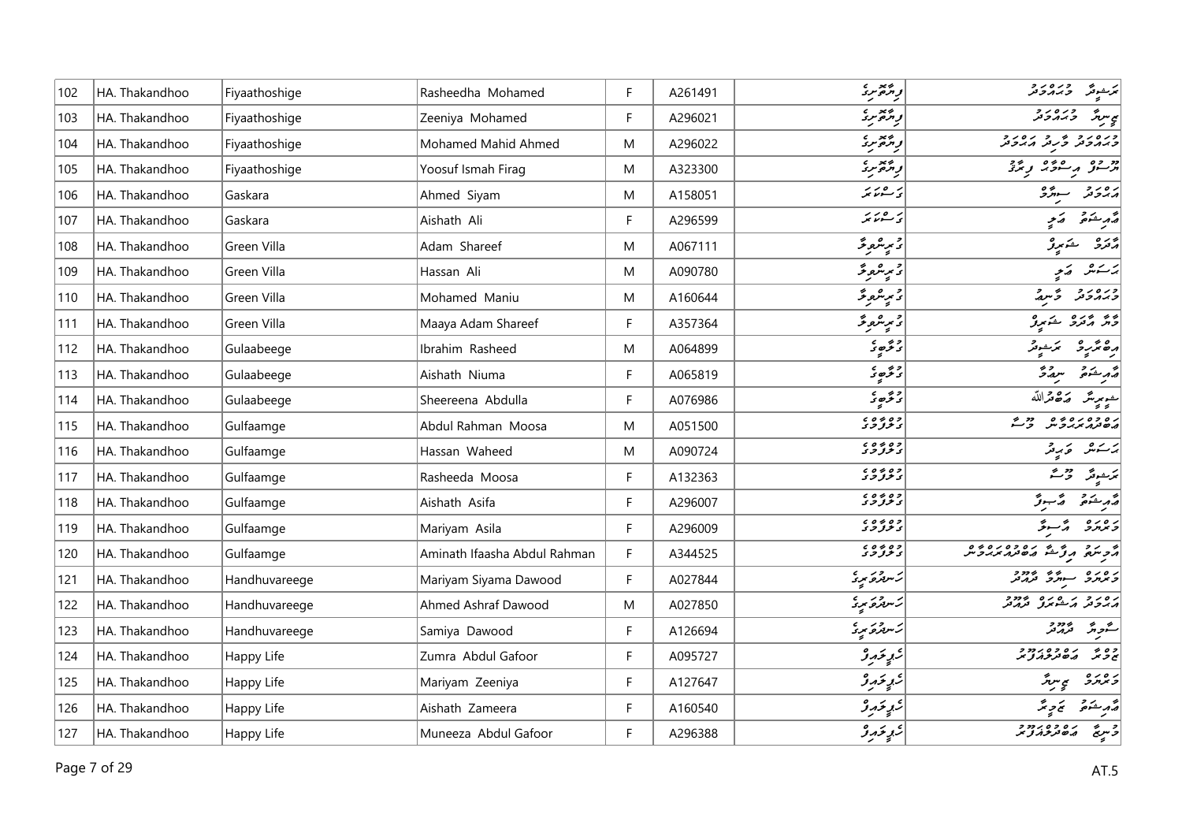| 102 | HA. Thakandhoo | Fiyaathoshige | Rasheedha Mohamed | F | A261491 | ވިޔާތޯށިގެ | ރަޝީދާ މުޙައްމަދު |
|---|---|---|---|---|---|---|---|
| 103 | HA. Thakandhoo | Fiyaathoshige | Zeeniya Mohamed | F | A296021 | ވިޔާތޯށިގެ | ޒީނިޔާ މުޙައްމަދު |
| 104 | HA. Thakandhoo | Fiyaathoshige | Mohamed Mahid Ahmed | M | A296022 | ވިޔާތޯށިގެ | މުޙައްމަދު މާހިދު އަޙްމަދު |
| 105 | HA. Thakandhoo | Fiyaathoshige | Yoosuf Ismah Firag | M | A323300 | ވިޔާތޯށިގެ | ޔޫސުފް އިސްމާޙް ފިރާގު |
| 106 | HA. Thakandhoo | Gaskara | Ahmed Siyam | M | A158051 | ގަސްކަރަ | އަޙްމަދު ސިޔާމް |
| 107 | HA. Thakandhoo | Gaskara | Aishath Ali | F | A296599 | ގަސްކަރަ | އާއިޝަތު ޢަލި |
| 108 | HA. Thakandhoo | Green Villa | Adam Shareef | M | A067111 | ގްރީންވިލާ | އާދަމް ޝަރީފް |
| 109 | HA. Thakandhoo | Green Villa | Hassan Ali | M | A090780 | ގްރީންވިލާ | ޙަސަން ޢަލި |
| 110 | HA. Thakandhoo | Green Villa | Mohamed Maniu | M | A160644 | ގްރީންވިލާ | މުޙައްމަދު މާނިއު |
| 111 | HA. Thakandhoo | Green Villa | Maaya Adam Shareef | F | A357364 | ގްރީންވިލާ | މާޔާ އާދަމް ޝަރީފް |
| 112 | HA. Thakandhoo | Gulaabeege | Ibrahim Rasheed | M | A064899 | ގުލާބީގެ | އިބްރާހީމް ރަޝީދު |
| 113 | HA. Thakandhoo | Gulaabeege | Aishath Niuma | F | A065819 | ގުލާބީގެ | އާއިޝަތު ނިޢުމާ |
| 114 | HA. Thakandhoo | Gulaabeege | Sheereena Abdulla | F | A076986 | ގުލާބީގެ | ޝީރީނާ އަބްދުﷲ |
| 115 | HA. Thakandhoo | Gulfaamge | Abdul Rahman Moosa | M | A051500 | ގުލްފާމްގެ | އަބްދުއްރަޙްމާން މޫސާ |
| 116 | HA. Thakandhoo | Gulfaamge | Hassan Waheed | M | A090724 | ގުލްފާމްގެ | ޙަސަން ވަޙީދު |
| 117 | HA. Thakandhoo | Gulfaamge | Rasheeda Moosa | F | A132363 | ގުލްފާމްގެ | ރަޝީދާ މޫސާ |
| 118 | HA. Thakandhoo | Gulfaamge | Aishath Asifa | F | A296007 | ގުލްފާމްގެ | އާއިޝަތު އާސިފާ |
| 119 | HA. Thakandhoo | Gulfaamge | Mariyam Asila | F | A296009 | ގުލްފާމްގެ | މަރިޔަމް އާސިލާ |
| 120 | HA. Thakandhoo | Gulfaamge | Aminath Ifaasha Abdul Rahman | F | A344525 | ގުލްފާމްގެ | އާމިނަތު އިފާޝާ އަބްދުއްރަޙްމާން |
| 121 | HA. Thakandhoo | Handhuvareege | Mariyam Siyama Dawood | F | A027844 | ހަނދުވަރީގެ | މަރިޔަމް ސިޔާމާ ދާއޫދު |
| 122 | HA. Thakandhoo | Handhuvareege | Ahmed Ashraf Dawood | M | A027850 | ހަނދުވަރީގެ | އަޙްމަދު އަޝްރަފް ދާއޫދު |
| 123 | HA. Thakandhoo | Handhuvareege | Samiya Dawood | F | A126694 | ހަނދުވަރީގެ | ސާމިޔާ ދާއޫދު |
| 124 | HA. Thakandhoo | Happy Life | Zumra Abdul Gafoor | F | A095727 | ހެޕީލައިފް | ޒުމްރާ އަބްދުލްޣަފޫރު |
| 125 | HA. Thakandhoo | Happy Life | Mariyam Zeeniya | F | A127647 | ހެޕީލައިފް | މަރިޔަމް ޒީނިޔާ |
| 126 | HA. Thakandhoo | Happy Life | Aishath Zameera | F | A160540 | ހެޕީލައިފް | އާއިޝަތު ޒަމީރާ |
| 127 | HA. Thakandhoo | Happy Life | Muneeza Abdul Gafoor | F | A296388 | ހެޕީލައިފް | މުނީޒާ އަބްދުލްޣަފޫރު |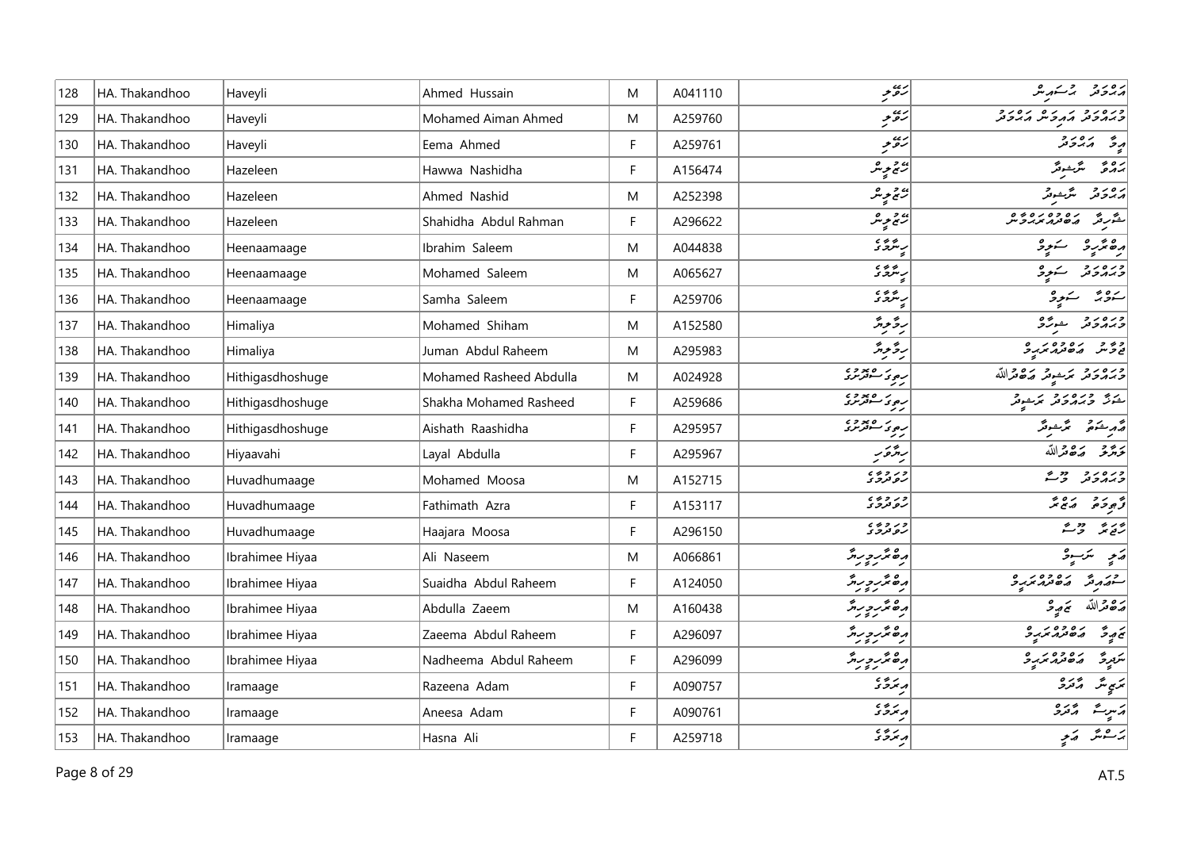| 128 | HA. Thakandhoo | Haveyli | Ahmed Hussain | M | A041110 | ހަވޭލި | އަޙްމަދު ޙުސައިން |
|---|---|---|---|---|---|---|---|
| 129 | HA. Thakandhoo | Haveyli | Mohamed Aiman Ahmed | M | A259760 | ހަވޭލި | މުޙައްމަދު އައިމަން އަޙްމަދު |
| 130 | HA. Thakandhoo | Haveyli | Eema Ahmed | F | A259761 | ހަވޭލި | އީމާ އަޙްމަދު |
| 131 | HA. Thakandhoo | Hazeleen | Hawwa Nashidha | F | A156474 | ހޭޒްލީން | ޙައްވާ ނާޝިދާ |
| 132 | HA. Thakandhoo | Hazeleen | Ahmed Nashid | M | A252398 | ހޭޒްލީން | އަޙްމަދު ނާޝިދު |
| 133 | HA. Thakandhoo | Hazeleen | Shahidha Abdul Rahman | F | A296622 | ހޭޒްލީން | ޝާހިދާ ޢަބްދުއްރަޙްމާން |
| 134 | HA. Thakandhoo | Heenaamaage | Ibrahim Saleem | M | A044838 | ހީނާމާގެ | އިބްރާހިމް ސަލީމް |
| 135 | HA. Thakandhoo | Heenaamaage | Mohamed Saleem | M | A065627 | ހީނާމާގެ | މުޙައްމަދު ސަލީމް |
| 136 | HA. Thakandhoo | Heenaamaage | Samha Saleem | F | A259706 | ހީނާމާގެ | ސަމްހާ ސަލީމް |
| 137 | HA. Thakandhoo | Himaliya | Mohamed Shiham | M | A152580 | ހިމާލިޔާ | މުޙައްމަދު ޝިހާމް |
| 138 | HA. Thakandhoo | Himaliya | Juman Abdul Raheem | M | A295983 | ހިމާލިޔާ | ޖުމާން ޢަބްދުއްރަޙީމް |
| 139 | HA. Thakandhoo | Hithigasdhoshuge | Mohamed Rasheed Abdulla | M | A024928 | ހިތިގަސްދޮށުގެ | މުޙައްމަދު ރަޝީދު ޢަބްދުﷲ |
| 140 | HA. Thakandhoo | Hithigasdhoshuge | Shakha Mohamed Rasheed | F | A259686 | ހިތިގަސްދޮށުގެ | ޝަކާ މުޙައްމަދު ރަޝީދު |
| 141 | HA. Thakandhoo | Hithigasdhoshuge | Aishath Raashidha | F | A295957 | ހިތިގަސްދޮށުގެ | ޢާއިޝަތު ރާޝިދާ |
| 142 | HA. Thakandhoo | Hiyaavahi | Layal Abdulla | F | A295967 | ހިޔާވަހި | ލަޔަލް ޢަބްދުﷲ |
| 143 | HA. Thakandhoo | Huvadhumaage | Mohamed Moosa | M | A152715 | ހުވަދުމާގެ | މުޙައްމަދު މޫސާ |
| 144 | HA. Thakandhoo | Huvadhumaage | Fathimath Azra | F | A153117 | ހުވަދުމާގެ | ފާތިމަތު އަޒްރާ |
| 145 | HA. Thakandhoo | Huvadhumaage | Haajara Moosa | F | A296150 | ހުވަދުމާގެ | ހާޖަރާ މޫސާ |
| 146 | HA. Thakandhoo | Ibrahimee Hiyaa | Ali Naseem | M | A066861 | އިބްރާހިމީހިޔާ | ޢަލި ނަސީމް |
| 147 | HA. Thakandhoo | Ibrahimee Hiyaa | Suaidha Abdul Raheem | F | A124050 | އިބްރާހިމީހިޔާ | ސުޢައިދާ ޢަބްދުއްރަޙީމް |
| 148 | HA. Thakandhoo | Ibrahimee Hiyaa | Abdulla Zaeem | M | A160438 | އިބްރާހިމީހިޔާ | ޢަބްދުﷲ ޒަޢީމް |
| 149 | HA. Thakandhoo | Ibrahimee Hiyaa | Zaeema Abdul Raheem | F | A296097 | އިބްރާހިމީހިޔާ | ޒަޢީމާ ޢަބްދުއްރަޙީމް |
| 150 | HA. Thakandhoo | Ibrahimee Hiyaa | Nadheema Abdul Raheem | F | A296099 | އިބްރާހިމީހިޔާ | ނަދީމާ ޢަބްދުއްރަޙީމް |
| 151 | HA. Thakandhoo | Iramaage | Razeena Adam | F | A090757 | އިރަމާގެ | ރަޒީނާ އާދަމް |
| 152 | HA. Thakandhoo | Iramaage | Aneesa Adam | F | A090761 | އިރަމާގެ | އަނީސާ އާދަމް |
| 153 | HA. Thakandhoo | Iramaage | Hasna Ali | F | A259718 | އިރަމާގެ | ހަސްނާ ޢަލި |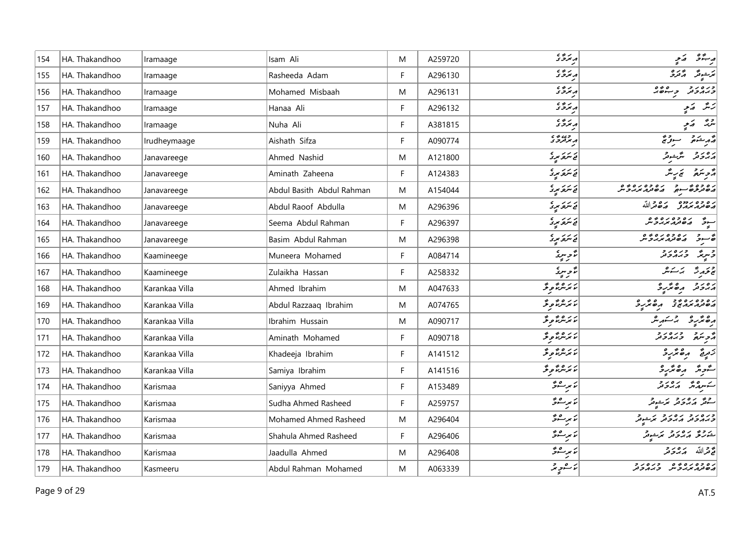| 154 | HA. Thakandhoo | Iramaage | Isam Ali | M | A259720 | ރިރަމާގެ | ޢިޞާމް ޢަލީ |
|---|---|---|---|---|---|---|---|
| 155 | HA. Thakandhoo | Iramaage | Rasheeda Adam | F | A296130 | ރިރަމާގެ | ރަޝީދާ އާދަމް |
| 156 | HA. Thakandhoo | Iramaage | Mohamed Misbaah | M | A296131 | ރިރަމާގެ | މުޙައްމަދު މިޞްބާޙް |
| 157 | HA. Thakandhoo | Iramaage | Hanaa Ali | F | A296132 | ރިރަމާގެ | ހަނާ ޢަލީ |
| 158 | HA. Thakandhoo | Iramaage | Nuha Ali | F | A381815 | ރިރަމާގެ | ނުހާ ޢަލީ |
| 159 | HA. Thakandhoo | Irudheymaage | Aishath Sifza | F | A090774 | އިރުދޭމާގެ | އާއިޝަތު ސިފްޒާ |
| 160 | HA. Thakandhoo | Janavareege | Ahmed Nashid | M | A121800 | ޖަނަވަރީގެ | އަޙްމަދު ނާޝިދު |
| 161 | HA. Thakandhoo | Janavareege | Aminath Zaheena | F | A124383 | ޖަނަވަރީގެ | އާމިނަތު ޒަހީނާ |
| 162 | HA. Thakandhoo | Janavareege | Abdul Basith Abdul Rahman | M | A154044 | ޖަނަވަރީގެ | ޢަބްދުލްބާސިތު ޢަބްދުއްރަޙްމާން |
| 163 | HA. Thakandhoo | Janavareege | Abdul Raoof Abdulla | M | A296396 | ޖަނަވަރީގެ | ޢަބްދުއްރަޢޫފް ޢަބްދުﷲ |
| 164 | HA. Thakandhoo | Janavareege | Seema Abdul Rahman | F | A296397 | ޖަނަވަރީގެ | ސީމާ ޢަބްދުއްރަޙްމާން |
| 165 | HA. Thakandhoo | Janavareege | Basim Abdul Rahman | M | A296398 | ޖަނަވަރީގެ | ބާސިމް ޢަބްދުއްރަޙްމާން |
| 166 | HA. Thakandhoo | Kaamineege | Muneera Mohamed | F | A084714 | ކާމިނީގެ | މުނީރާ މުޙައްމަދު |
| 167 | HA. Thakandhoo | Kaamineege | Zulaikha Hassan | F | A258332 | ކާމިނީގެ | ޒުލައިޚާ ޙަސަން |
| 168 | HA. Thakandhoo | Karankaa Villa | Ahmed Ibrahim | M | A047633 | ކަރަންކާވިލާ | އަޙްމަދު އިބްރާހީމް |
| 169 | HA. Thakandhoo | Karankaa Villa | Abdul Razzaaq Ibrahim | M | A074765 | ކަރަންކާވިލާ | ޢަބްދުއްރައްޒާޤު އިބްރާހީމް |
| 170 | HA. Thakandhoo | Karankaa Villa | Ibrahim Hussain | M | A090717 | ކަރަންކާވިލާ | އިބްރާހީމް ޙުސައިން |
| 171 | HA. Thakandhoo | Karankaa Villa | Aminath Mohamed | F | A090718 | ކަރަންކާވިލާ | އާމިނަތު މުޙައްމަދު |
| 172 | HA. Thakandhoo | Karankaa Villa | Khadeeja Ibrahim | F | A141512 | ކަރަންކާވިލާ | ޚަދީޖާ އިބްރާހީމް |
| 173 | HA. Thakandhoo | Karankaa Villa | Samiya Ibrahim | F | A141516 | ކަރަންކާވިލާ | ސާމިޔާ އިބްރާހީމް |
| 174 | HA. Thakandhoo | Karismaa | Saniyya Ahmed | F | A153489 | ކަރިސްމާ | ސަނިއްޔާ އަޙްމަދު |
| 175 | HA. Thakandhoo | Karismaa | Sudha Ahmed Rasheed | F | A259757 | ކަރިސްމާ | ސުދާ އަޙްމަދު ރަޝީދު |
| 176 | HA. Thakandhoo | Karismaa | Mohamed Ahmed Rasheed | M | A296404 | ކަރިސްމާ | މުޙައްމަދު އަޙްމަދު ރަޝީދު |
| 177 | HA. Thakandhoo | Karismaa | Shahula Ahmed Rasheed | F | A296406 | ކަރިސްމާ | ޝަހުލާ އަޙްމަދު ރަޝީދު |
| 178 | HA. Thakandhoo | Karismaa | Jaadulla Ahmed | M | A296408 | ކަރިސްމާ | ޖާދުﷲ އަޙްމަދު |
| 179 | HA. Thakandhoo | Kasmeeru | Abdul Rahman Mohamed | M | A063339 | ކަސްމީރު | ޢަބްދުއްރަޙްމާން މުޙައްމަދު |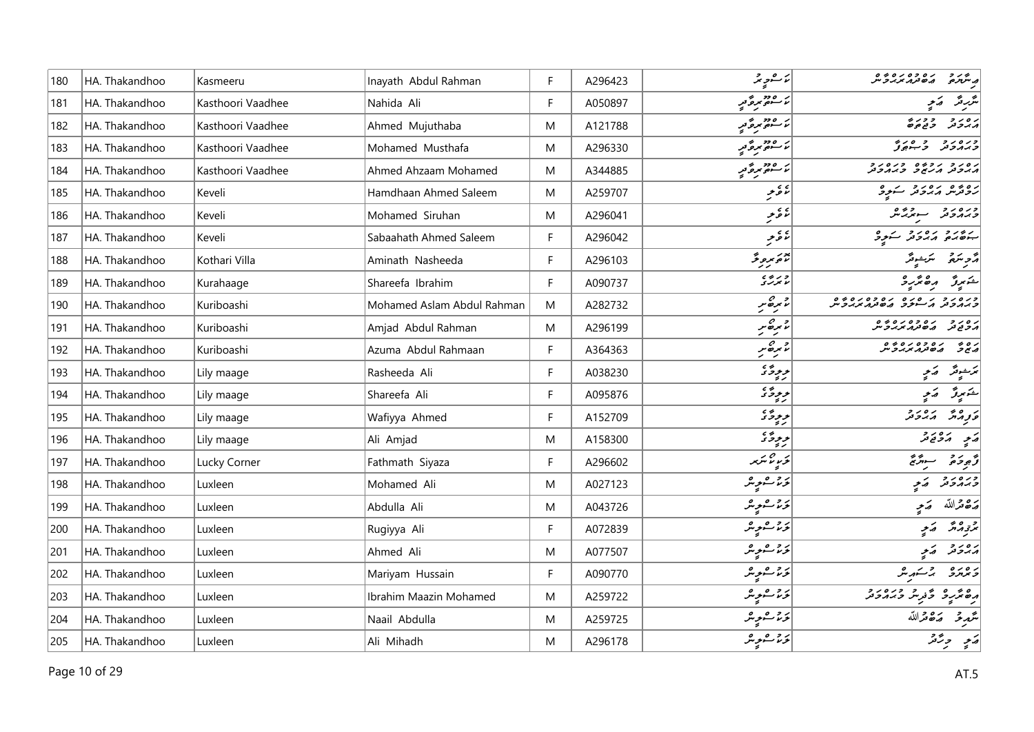| 180 | HA. Thakandhoo | Kasmeeru | Inayath Abdul Rahman | F | A296423 | ކަސްމީރު | އިނާޔަތު އަބްދުއްރަޙްމާން |
|---|---|---|---|---|---|---|---|
| 181 | HA. Thakandhoo | Kasthoori Vaadhee | Nahida Ali | F | A050897 | ކަސްތޫރިވާދީ | ނާހިދާ އަލި |
| 182 | HA. Thakandhoo | Kasthoori Vaadhee | Ahmed Mujuthaba | M | A121788 | ކަސްތޫރިވާދީ | އަޙްމަދު މުޖުތަބާ |
| 183 | HA. Thakandhoo | Kasthoori Vaadhee | Mohamed Musthafa | M | A296330 | ކަސްތޫރިވާދީ | މުޙައްމަދު މުސްތަފާ |
| 184 | HA. Thakandhoo | Kasthoori Vaadhee | Ahmed Ahzaam Mohamed | M | A344885 | ކަސްތޫރިވާދީ | އަޙްމަދު އަޙްޒާމް މުޙައްމަދު |
| 185 | HA. Thakandhoo | Keveli | Hamdhaan Ahmed Saleem | M | A259707 | ކެވެލި | ހަމްދާން އަޙްމަދު ސަލީމް |
| 186 | HA. Thakandhoo | Keveli | Mohamed Siruhan | M | A296041 | ކެވެލި | މުޙައްމަދު ސިރުހާން |
| 187 | HA. Thakandhoo | Keveli | Sabaahath Ahmed Saleem | F | A296042 | ކެވެލި | ސަބާހަތު އަޙްމަދު ސަލީމް |
| 188 | HA. Thakandhoo | Kothari Villa | Aminath Nasheeda | F | A296103 | ކޮތަރިވިލާ | އާމިނަތު ނަޝީދާ |
| 189 | HA. Thakandhoo | Kurahaage | Shareefa Ibrahim | F | A090737 | ކުރަހާގެ | ޝަރީފާ އިބްރާހީމް |
| 190 | HA. Thakandhoo | Kuriboashi | Mohamed Aslam Abdul Rahman | M | A282732 | ކުރިބޯށި | މުޙައްމަދު އަސްލަމް އަބްދުއްރަޙްމާން |
| 191 | HA. Thakandhoo | Kuriboashi | Amjad Abdul Rahman | M | A296199 | ކުރިބޯށި | އަމްޖަދު އަބްދުއްރަޙްމާން |
| 192 | HA. Thakandhoo | Kuriboashi | Azuma Abdul Rahmaan | F | A364363 | ކުރިބޯށި | އަޒުމާ އަބްދުއްރަޙްމާން |
| 193 | HA. Thakandhoo | Lily maage | Rasheeda Ali | F | A038230 | ލިލީމާގެ | ރަޝީދާ އަލި |
| 194 | HA. Thakandhoo | Lily maage | Shareefa Ali | F | A095876 | ލިލީމާގެ | ޝަރީފާ އަލި |
| 195 | HA. Thakandhoo | Lily maage | Wafiyya Ahmed | F | A152709 | ލިލީމާގެ | ވަފިއްޔާ އަޙްމަދު |
| 196 | HA. Thakandhoo | Lily maage | Ali Amjad | M | A158300 | ލިލީމާގެ | އަލި އަމްޖަދު |
| 197 | HA. Thakandhoo | Lucky Corner | Fathmath Siyaza | F | A296602 | ލަކީކޯނަރ | ފާތިމަތު ސިޔާޒާ |
| 198 | HA. Thakandhoo | Luxleen | Mohamed Ali | M | A027123 | ލަކްސްލީން | މުޙައްމަދު އަލި |
| 199 | HA. Thakandhoo | Luxleen | Abdulla Ali | M | A043726 | ލަކްސްލީން | އަބްދުﷲ އަލި |
| 200 | HA. Thakandhoo | Luxleen | Rugiyya Ali | F | A072839 | ލަކްސްލީން | ރުގިއްޔާ އަލި |
| 201 | HA. Thakandhoo | Luxleen | Ahmed Ali | M | A077507 | ލަކްސްލީން | އަޙްމަދު އަލި |
| 202 | HA. Thakandhoo | Luxleen | Mariyam Hussain | F | A090770 | ލަކްސްލީން | މަރިޔަމް ހުސައިން |
| 203 | HA. Thakandhoo | Luxleen | Ibrahim Maazin Mohamed | M | A259722 | ލަކްސްލީން | އިބްރާހީމް މާޒިން މުޙައްމަދު |
| 204 | HA. Thakandhoo | Luxleen | Naail Abdulla | M | A259725 | ލަކްސްލީން | ނާއިލް އަބްދުﷲ |
| 205 | HA. Thakandhoo | Luxleen | Ali Mihadh | M | A296178 | ލަކްސްލީން | އަލި މިހާދު |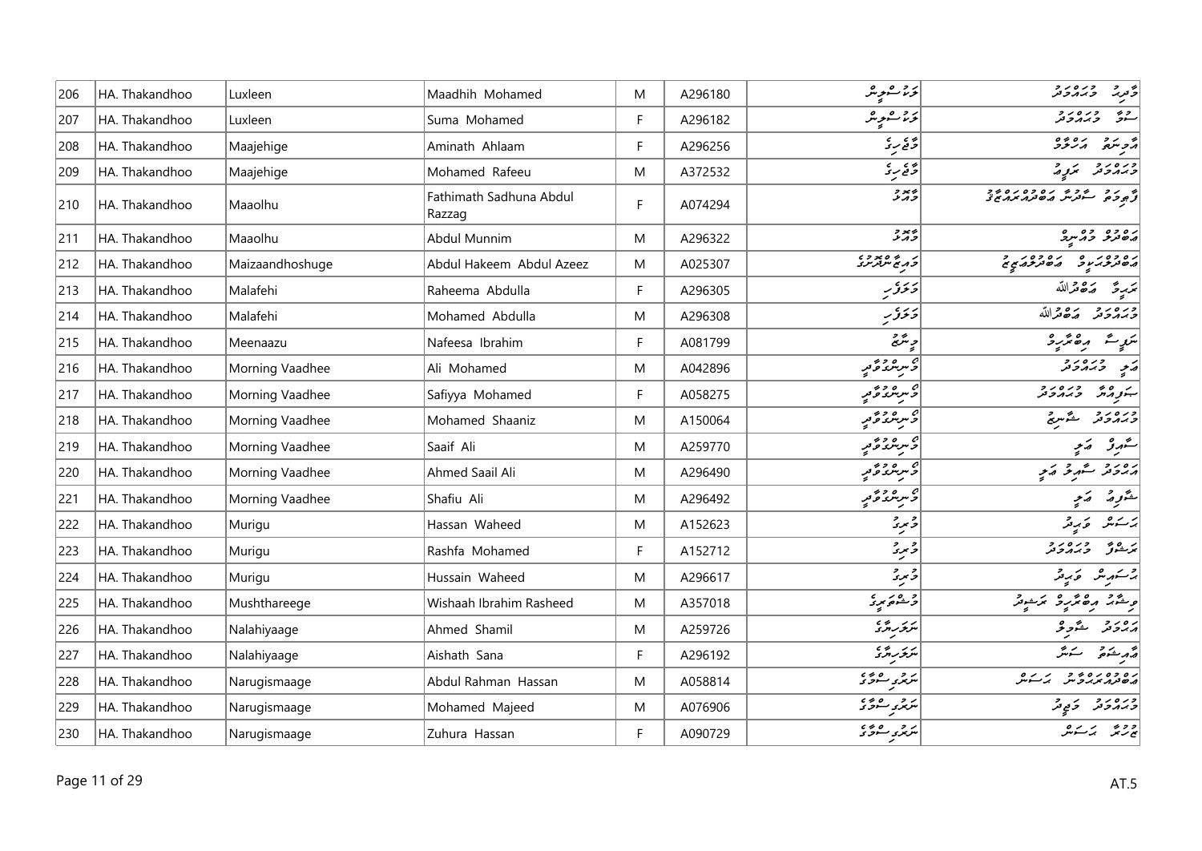| 206 | HA. Thakandhoo | Luxleen | Maadhih Mohamed | M | A296180 | ئەرىدا سىمو بىر | ئەرىر ئەنجەرەر |
|---|---|---|---|---|---|---|---|
| 207 | HA. Thakandhoo | Luxleen | Suma Mohamed | F | A296182 | ئەرىدا سىمو بىر | سىۋ ئەنجەرەر |
| 208 | HA. Thakandhoo | Maajehige | Aminath Ahlaam | F | A296256 | ۋەرى | ئەرسىرە ئەرىۋە |
| 209 | HA. Thakandhoo | Maajehige | Mohamed Rafeeu | M | A372532 | ۋەرى | ئەنجەرەر ئىرىۋە |
| 210 | HA. Thakandhoo | Maaolhu | Fathimath Sadhuna Abdul Razzag | F | A074294 | ۋەر | ۋەرەر سىرىس ئەرەۋەبەرەۋە |
| 211 | HA. Thakandhoo | Maaolhu | Abdul Munnim | M | A296322 | ۋەر | ئەرەۋە ۋەسرۋ |
| 212 | HA. Thakandhoo | Maizaandhoshuge | Abdul Hakeem Abdul Azeez | M | A025307 | ۋەرىسرىۋى | ئەرەۋەرىۋ ئەرەۋەرىج |
| 213 | HA. Thakandhoo | Malafehi | Raheema Abdulla | F | A296305 | ۋۋۋىر | ئىرىۋ ئەرەۋاللە |
| 214 | HA. Thakandhoo | Malafehi | Mohamed Abdulla | M | A296308 | ۋۋۋىر | ئەنجەرەر ئەرەۋاللە |
| 215 | HA. Thakandhoo | Meenaazu | Nafeesa Ibrahim | F | A081799 | ۋىسرج | سرىسى ئەرەرىۋ |
| 216 | HA. Thakandhoo | Morning Vaadhee | Ali Mohamed | M | A042896 | ۋسرسرىۋىر | ئەر ئەنجەرەر |
| 217 | HA. Thakandhoo | Morning Vaadhee | Safiyya Mohamed | F | A058275 | ۋسرسرىۋىر | سۇرەر ئەنجەرەر |
| 218 | HA. Thakandhoo | Morning Vaadhee | Mohamed Shaaniz | M | A150064 | ۋسرسرىۋىر | ئەنجەرەر شەسرج |
| 219 | HA. Thakandhoo | Morning Vaadhee | Saaif Ali | M | A259770 | ۋسرسرىۋىر | سەرۋ ئەر |
| 220 | HA. Thakandhoo | Morning Vaadhee | Ahmed Saail Ali | M | A296490 | ۋسرسرىۋىر | ئەرەرو سەرۋ ئەر |
| 221 | HA. Thakandhoo | Morning Vaadhee | Shafiu Ali | M | A296492 | ۋسرسرىۋىر | شۇرە ئەر |
| 222 | HA. Thakandhoo | Murigu | Hassan Waheed | M | A152623 | ۋىرى | ئەسەس ۋەرىر |
| 223 | HA. Thakandhoo | Murigu | Rashfa Mohamed | F | A152712 | ۋىرى | ئىرشۇ ئەنجەرەر |
| 224 | HA. Thakandhoo | Murigu | Hussain Waheed | M | A296617 | ۋىرى | ئەسەرس ۋەرىر |
| 225 | HA. Thakandhoo | Mushthareege | Wishaah Ibrahim Rasheed | M | A357018 | ۋشۇەرى | ۋشەر ئەرەرىۋ ئىرشىر |
| 226 | HA. Thakandhoo | Nalahiyaage | Ahmed Shamil | M | A259726 | سرۋرىرى | ئەرەرو شەۋۋ |
| 227 | HA. Thakandhoo | Nalahiyaage | Aishath Sana | F | A296192 | سرۋرىرى | ئەرشەر سەس |
| 228 | HA. Thakandhoo | Narugismaage | Abdul Rahman Hassan | M | A058814 | سرىرىر سەۋى | ئەرەۋەبەرەۋس ئەسەس |
| 229 | HA. Thakandhoo | Narugismaage | Mohamed Majeed | M | A076906 | سرىرىر سەۋى | ئەنجەرەر ۋەرىر |
| 230 | HA. Thakandhoo | Narugismaage | Zuhura Hassan | F | A090729 | سرىرىر سەۋى | ج ر ئەسەس |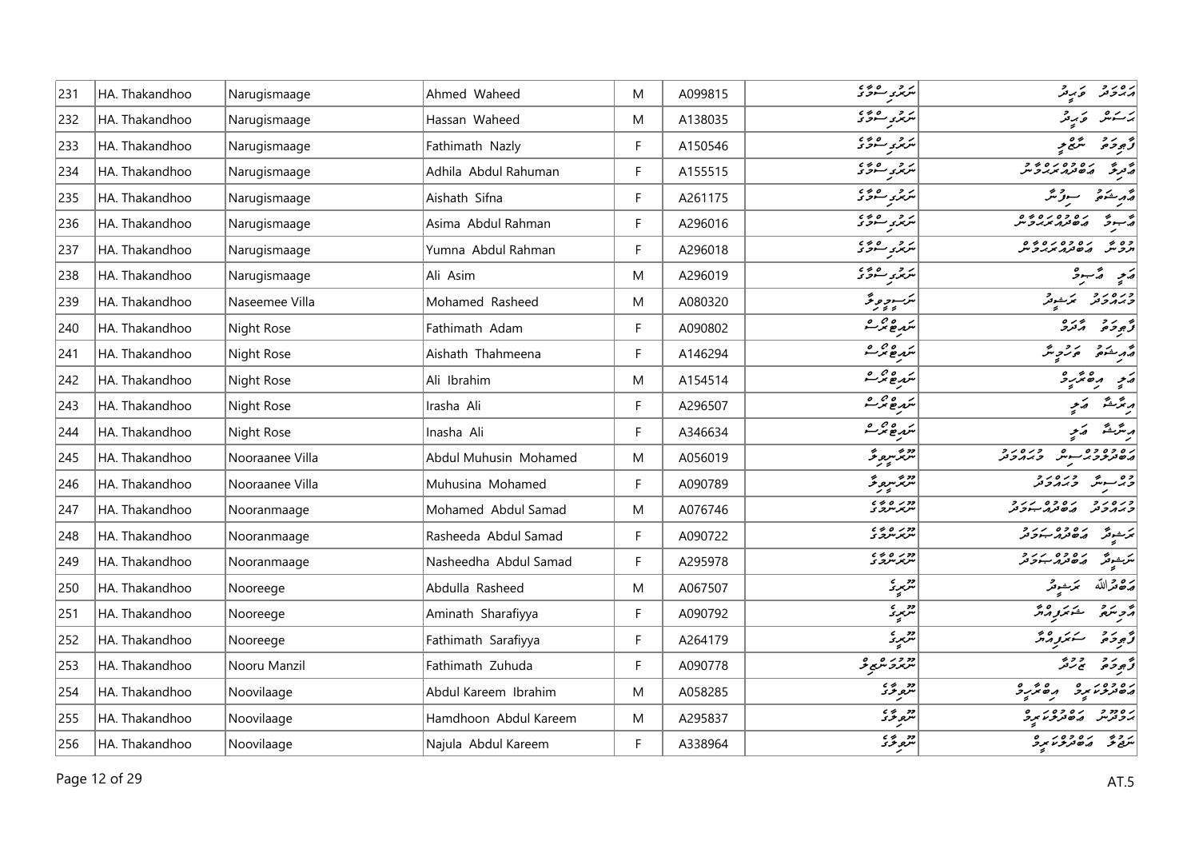| 231 | HA. Thakandhoo | Narugismaage | Ahmed Waheed | M | A099815 | ނަރުގިސްމާގެ | އަޙްމަދު ވަޙީދު |
|---|---|---|---|---|---|---|---|
| 232 | HA. Thakandhoo | Narugismaage | Hassan Waheed | M | A138035 | ނަރުގިސްމާގެ | ޙަސަން ވަޙީދު |
| 233 | HA. Thakandhoo | Narugismaage | Fathimath Nazly | F | A150546 | ނަރުގިސްމާގެ | ފާތިމަތު ނާޒްލީ |
| 234 | HA. Thakandhoo | Narugismaage | Adhila Abdul Rahuman | F | A155515 | ނަރުގިސްމާގެ | އާދިލާ އަބްދުއްރަޙްމާން |
| 235 | HA. Thakandhoo | Narugismaage | Aishath Sifna | F | A261175 | ނަރުގިސްމާގެ | އާއިޝަތު ސިފްނާ |
| 236 | HA. Thakandhoo | Narugismaage | Asima Abdul Rahman | F | A296016 | ނަރުގިސްމާގެ | އާސިމާ އަބްދުއްރަޙްމާން |
| 237 | HA. Thakandhoo | Narugismaage | Yumna Abdul Rahman | F | A296018 | ނަރުގިސްމާގެ | ޔުމްނާ އަބްދުއްރަޙްމާން |
| 238 | HA. Thakandhoo | Narugismaage | Ali Asim | M | A296019 | ނަރުގިސްމާގެ | އަލި އާސިމް |
| 239 | HA. Thakandhoo | Naseemee Villa | Mohamed Rasheed | M | A080320 | ނަސީމީވިލާ | މުޙައްމަދު ރަޝީދު |
| 240 | HA. Thakandhoo | Night Rose | Fathimath Adam | F | A090802 | ނައިޓްރޯސް | ފާތިމަތު އާދަމް |
| 241 | HA. Thakandhoo | Night Rose | Aishath Thahmeena | F | A146294 | ނައިޓްރޯސް | އާއިޝަތު ތަހުމީނާ |
| 242 | HA. Thakandhoo | Night Rose | Ali Ibrahim | M | A154514 | ނައިޓްރޯސް | އަލި އިބްރާހީމް |
| 243 | HA. Thakandhoo | Night Rose | Irasha Ali | F | A296507 | ނައިޓްރޯސް | އިރާޝާ އަލި |
| 244 | HA. Thakandhoo | Night Rose | Inasha Ali | F | A346634 | ނައިޓްރޯސް | އިނާޝާ އަލި |
| 245 | HA. Thakandhoo | Nooraanee Villa | Abdul Muhusin Mohamed | M | A056019 | ނޫރާނީވިލާ | އަބްދުލްމުޙުސިން މުޙައްމަދު |
| 246 | HA. Thakandhoo | Nooraanee Villa | Muhusina Mohamed | F | A090789 | ނޫރާނީވިލާ | މުޙުސިނާ މުޙައްމަދު |
| 247 | HA. Thakandhoo | Nooranmaage | Mohamed Abdul Samad | M | A076746 | ނޫރަންމާގެ | މުޙައްމަދު އަބްދުއްސަމަދު |
| 248 | HA. Thakandhoo | Nooranmaage | Rasheeda Abdul Samad | F | A090722 | ނޫރަންމާގެ | ރަޝީދާ އަބްދުއްސަމަދު |
| 249 | HA. Thakandhoo | Nooranmaage | Nasheedha Abdul Samad | F | A295978 | ނޫރަންމާގެ | ނަޝީދާ އަބްދުއްސަމަދު |
| 250 | HA. Thakandhoo | Nooreege | Abdulla Rasheed | M | A067507 | ނޫރީގެ | އަބްދުﷲ ރަޝީދު |
| 251 | HA. Thakandhoo | Nooreege | Aminath Sharafiyya | F | A090792 | ނޫރީގެ | އާމިނަތު ޝަރަފިއްޔާ |
| 252 | HA. Thakandhoo | Nooreege | Fathimath Sarafiyya | F | A264179 | ނޫރީގެ | ފާތިމަތު ސަރަފިއްޔާ |
| 253 | HA. Thakandhoo | Nooru Manzil | Fathimath Zuhuda | F | A090778 | ނޫރުމަންޒިލް | ފާތިމަތު ޒުހުދާ |
| 254 | HA. Thakandhoo | Noovilaage | Abdul Kareem Ibrahim | M | A058285 | ނޫވިލާގެ | އަބްދުލްކަރީމް އިބްރާހީމް |
| 255 | HA. Thakandhoo | Noovilaage | Hamdhoon Abdul Kareem | M | A295837 | ނޫވިލާގެ | ޙަމްދޫން އަބްދުލްކަރީމް |
| 256 | HA. Thakandhoo | Noovilaage | Najula Abdul Kareem | F | A338964 | ނޫވިލާގެ | ނަޖުލާ އަބްދުލްކަރީމް |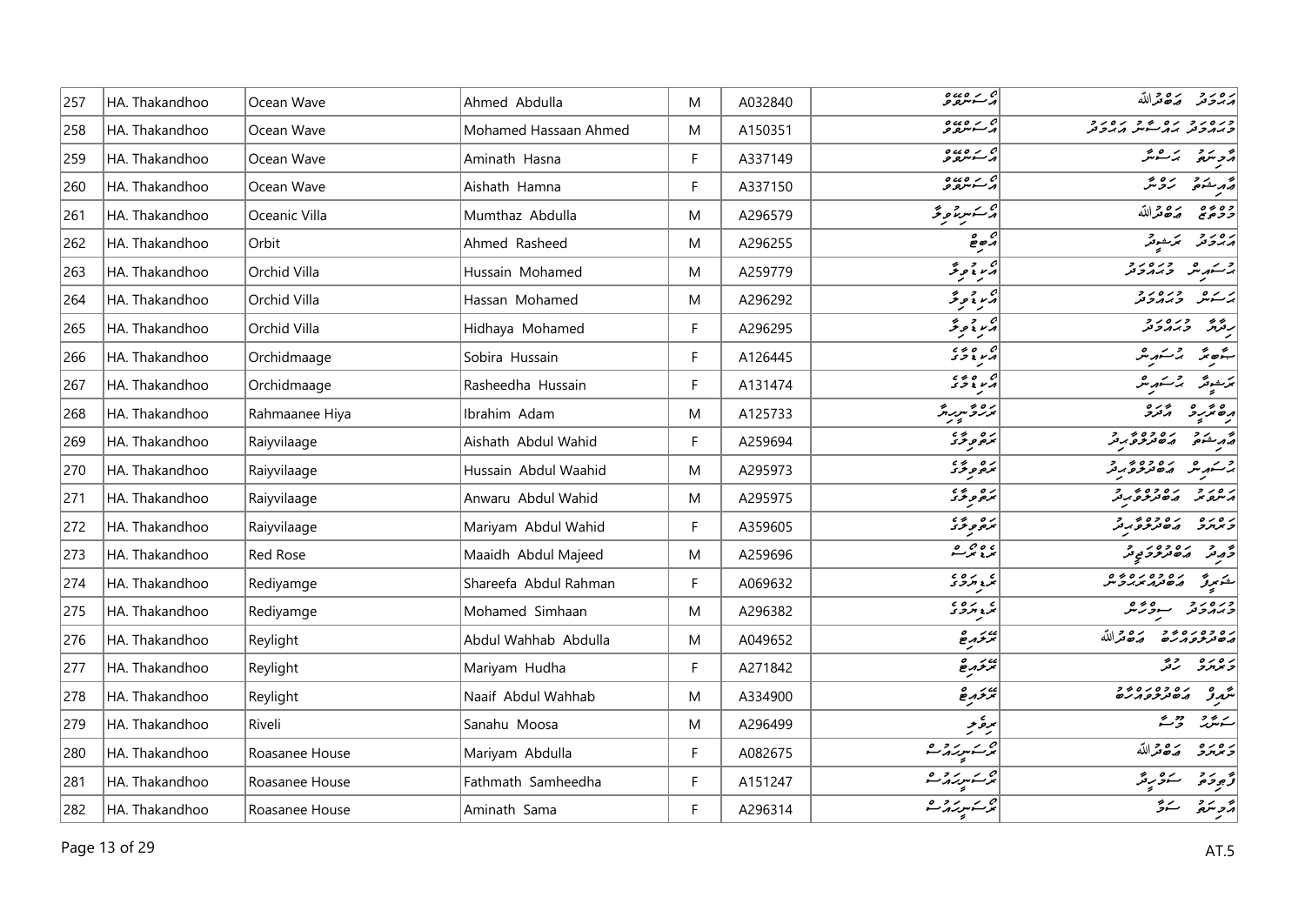| 257 | HA. Thakandhoo | Ocean Wave | Ahmed  Abdulla | M | A032840 | ޢޯޝަންވޭވް | އަޙްމަދު  އަބްދުﷲ |
|---|---|---|---|---|---|---|---|
| 258 | HA. Thakandhoo | Ocean Wave | Mohamed Hassaan Ahmed | M | A150351 | ޢޯޝަންވޭވް | މުޙައްމަދު ހައްސާން އަޙްމަދު |
| 259 | HA. Thakandhoo | Ocean Wave | Aminath  Hasna | F | A337149 | ޢޯޝަންވޭވް | އާމިނަތު  ހަސްނާ |
| 260 | HA. Thakandhoo | Ocean Wave | Aishath  Hamna | F | A337150 | ޢޯޝަންވޭވް | ޢައިޝަތު  ހަމްނާ |
| 261 | HA. Thakandhoo | Oceanic Villa | Mumthaz  Abdulla | M | A296579 | އޯޝަނިކްވިލާ | މުމްތާޒު  އަބްދުﷲ |
| 262 | HA. Thakandhoo | Orbit | Ahmed  Rasheed | M | A296255 | އޯބިޓް | އަޙްމަދު  ރަޝީދު |
| 263 | HA. Thakandhoo | Orchid Villa | Hussain  Mohamed | M | A259779 | އޯކިޑްވިލާ | ޙުސައިން  މުޙައްމަދު |
| 264 | HA. Thakandhoo | Orchid Villa | Hassan  Mohamed | M | A296292 | އޯކިޑްވިލާ | ހަސަން  މުޙައްމަދު |
| 265 | HA. Thakandhoo | Orchid Villa | Hidhaya  Mohamed | F | A296295 | އޯކިޑްވިލާ | ހިދާޔާ  މުޙައްމަދު |
| 266 | HA. Thakandhoo | Orchidmaage | Sobira  Hussain | F | A126445 | އޯކިޑްމާގެ | ޞާބިރާ  ޙުސައިން |
| 267 | HA. Thakandhoo | Orchidmaage | Rasheedha  Hussain | F | A131474 | އޯކިޑްމާގެ | ރަޝީދާ  ޙުސައިން |
| 268 | HA. Thakandhoo | Rahmaanee Hiya | Ibrahim  Adam | M | A125733 | ރަޙްމާނީހިޔާ | އިބްރާހީމް  އާދަމް |
| 269 | HA. Thakandhoo | Raiyvilaage | Aishath  Abdul Wahid | F | A259694 | ރައްވިލާގެ | ޢައިޝަތު  އަބްދުލްވާހިދު |
| 270 | HA. Thakandhoo | Raiyvilaage | Hussain  Abdul Waahid | M | A295973 | ރައްވިލާގެ | ޙުސައިން  އަބްދުލްވާހިދު |
| 271 | HA. Thakandhoo | Raiyvilaage | Anwaru  Abdul Wahid | M | A295975 | ރައްވިލާގެ | އަންވަރު  އަބްދުލްވާހިދު |
| 272 | HA. Thakandhoo | Raiyvilaage | Mariyam  Abdul Wahid | F | A359605 | ރައްވިލާގެ | މަރިޔަމް  އަބްދުލްވާހިދު |
| 273 | HA. Thakandhoo | Red Rose | Maaidh  Abdul Majeed | M | A259696 | ރެޑްރޯސް | މާއިދު  އަބްދުލްމަޖީދު |
| 274 | HA. Thakandhoo | Rediyamge | Shareefa  Abdul Rahman | F | A069632 | ރެޑިޔަމްގެ | ޝަރީފާ  އަބްދުއްރަޙްމާން |
| 275 | HA. Thakandhoo | Rediyamge | Mohamed  Simhaan | M | A296382 | ރެޑިޔަމްގެ | މުޙައްމަދު  ސިމްހާން |
| 276 | HA. Thakandhoo | Reylight | Abdul Wahhab  Abdulla | M | A049652 | ރޭލައިޓް | އަބްދުލްވައްހާބު  އަބްދުﷲ |
| 277 | HA. Thakandhoo | Reylight | Mariyam  Hudha | F | A271842 | ރޭލައިޓް | މަރިޔަމް  ހުދާ |
| 278 | HA. Thakandhoo | Reylight | Naaif  Abdul Wahhab | M | A334900 | ރޭލައިޓް | ނާއިފް  އަބްދުލްވައްހާބު |
| 279 | HA. Thakandhoo | Riveli | Sanahu  Moosa | M | A296499 | ރިވެލި | ސަނަހު  މޫސާ |
| 280 | HA. Thakandhoo | Roasanee House | Mariyam  Abdulla | F | A082675 | ރޯސަނީހައުސް | މަރިޔަމް  އަބްދުﷲ |
| 281 | HA. Thakandhoo | Roasanee House | Fathmath  Samheedha | F | A151247 | ރޯސަނީހައުސް | ފާތިމަތު  ސަމްހީދާ |
| 282 | HA. Thakandhoo | Roasanee House | Aminath  Sama | F | A296314 | ރޯސަނީހައުސް | އާމިނަތު  ސަމާ |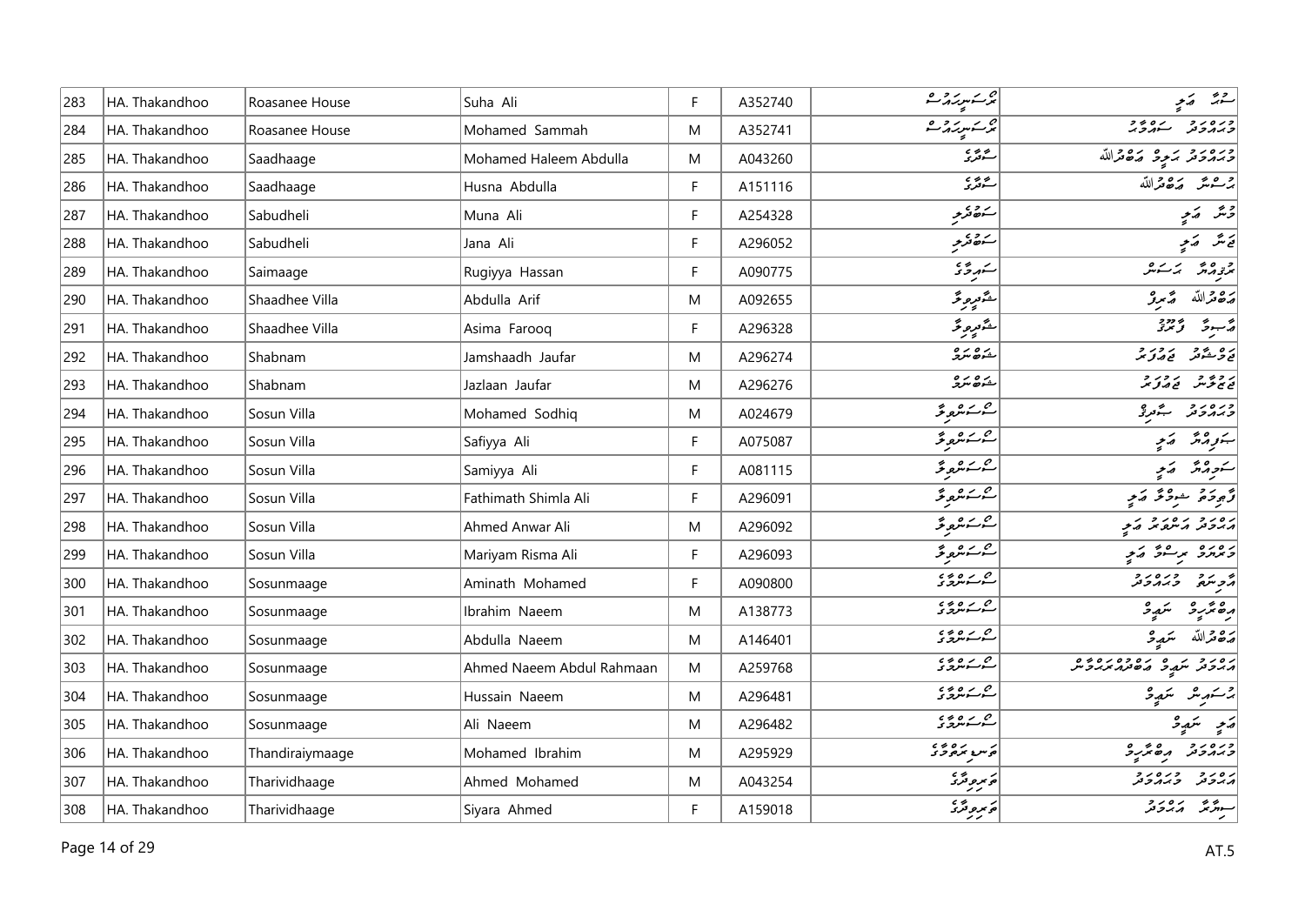| 283 | HA. Thakandhoo | Roasanee House | Suha Ali | F | A352740 | ٧ترسَسِرَ٧ر ٢ | سُتَرٌ رَجِ |
|---|---|---|---|---|---|---|---|
| 284 | HA. Thakandhoo | Roasanee House | Mohamed Sammah | M | A352741 | ٧ترسَسِرَ٧ر ٢ | وبرەرو سەپۇر |
| 285 | HA. Thakandhoo | Saadhaage | Mohamed Haleem Abdulla | M | A043260 | سُترَّى | وبرەرو بَرَجِو رَەقراللە |
| 286 | HA. Thakandhoo | Saadhaage | Husna Abdulla | F | A151116 | سُترَّى | برُسْرُس رَەقراللە |
| 287 | HA. Thakandhoo | Sabudheli | Muna Ali | F | A254328 | سَەقرَعِ | وُسْ رَجِ |
| 288 | HA. Thakandhoo | Sabudheli | Jana Ali | F | A296052 | سَەقرَعِ | ئے سُّ رَجِ |
| 289 | HA. Thakandhoo | Saimaage | Rugiyya Hassan | F | A090775 | سَہرِدَّى | برُتوِرمرٌ برَسَسْ |
| 290 | HA. Thakandhoo | Shaadhee Villa | Abdulla Arif | M | A092655 | شَّترِوِتَرُ | رَەقراللە رَّبروُ |
| 291 | HA. Thakandhoo | Shaadhee Villa | Asima Farooq | F | A296328 | شَّترِوِتَرُ | رَّسِوتَر وَتَرُو |
| 292 | HA. Thakandhoo | Shabnam | Jamshaadh Jaufar | M | A296274 | شَەسَرو | نے وشَّتر نے رَوَبر |
| 293 | HA. Thakandhoo | Shabnam | Jazlaan Jaufar | M | A296276 | شَەسَرو | نے نے تَرُس نے رَوَبر |
| 294 | HA. Thakandhoo | Sosun Villa | Mohamed Sodhiq | M | A024679 | سْسَسْروِتَرُ | وبرەرو سُّوربر |
| 295 | HA. Thakandhoo | Sosun Villa | Safiyya Ali | F | A075087 | سْسَسْروِتَرُ | سَورِمرٌ رَجِ |
| 296 | HA. Thakandhoo | Sosun Villa | Samiyya Ali | F | A081115 | سْسَسْروِتَرُ | سَوِرمرٌ رَجِ |
| 297 | HA. Thakandhoo | Sosun Villa | Fathimath Shimla Ali | F | A296091 | سْسَسْروِتَرُ | وُجوِرَو شِووتَرُ رَجِ |
| 298 | HA. Thakandhoo | Sosun Villa | Ahmed Anwar Ali | M | A296092 | سْسَسْروِتَرُ | رَبرەرو رَسْرَوبر رَجِ |
| 299 | HA. Thakandhoo | Sosun Villa | Mariyam Risma Ali | F | A296093 | سْسَسْروِتَرُ | وَبربرو برِسْوُ رَجِ |
| 300 | HA. Thakandhoo | Sosunmaage | Aminath Mohamed | F | A090800 | سْسَسْروَّى | رَّوِسَرو وبرەرو |
| 301 | HA. Thakandhoo | Sosunmaage | Ibrahim Naeem | M | A138773 | سْسَسْروَّى | رەتَّرِو سَہِو |
| 302 | HA. Thakandhoo | Sosunmaage | Abdulla Naeem | M | A146401 | سْسَسْروَّى | رَەقراللە سَہِو |
| 303 | HA. Thakandhoo | Sosunmaage | Ahmed Naeem Abdul Rahmaan | M | A259768 | سْسَسْروَّى | رَبرەرو سَہِو رَەقرەبرەوُس |
| 304 | HA. Thakandhoo | Sosunmaage | Hussain Naeem | M | A296481 | سْسَسْروَّى | برُسَہرِسْ سَہِو |
| 305 | HA. Thakandhoo | Sosunmaage | Ali Naeem | M | A296482 | سْسَسْروَّى | رَجِ سَہِو |
| 306 | HA. Thakandhoo | Thandiraiymaage | Mohamed Ibrahim | M | A295929 | تحَسِعِ برَەوَّى | وبرەرو رەتَّرِو |
| 307 | HA. Thakandhoo | Tharividhaage | Ahmed Mohamed | M | A043254 | تحَبروِترَّى | رَبرەرو وبرەرو |
| 308 | HA. Thakandhoo | Tharividhaage | Siyara Ahmed | F | A159018 | تحَبروِترَّى | سِوَّبرَ رَبرەرو |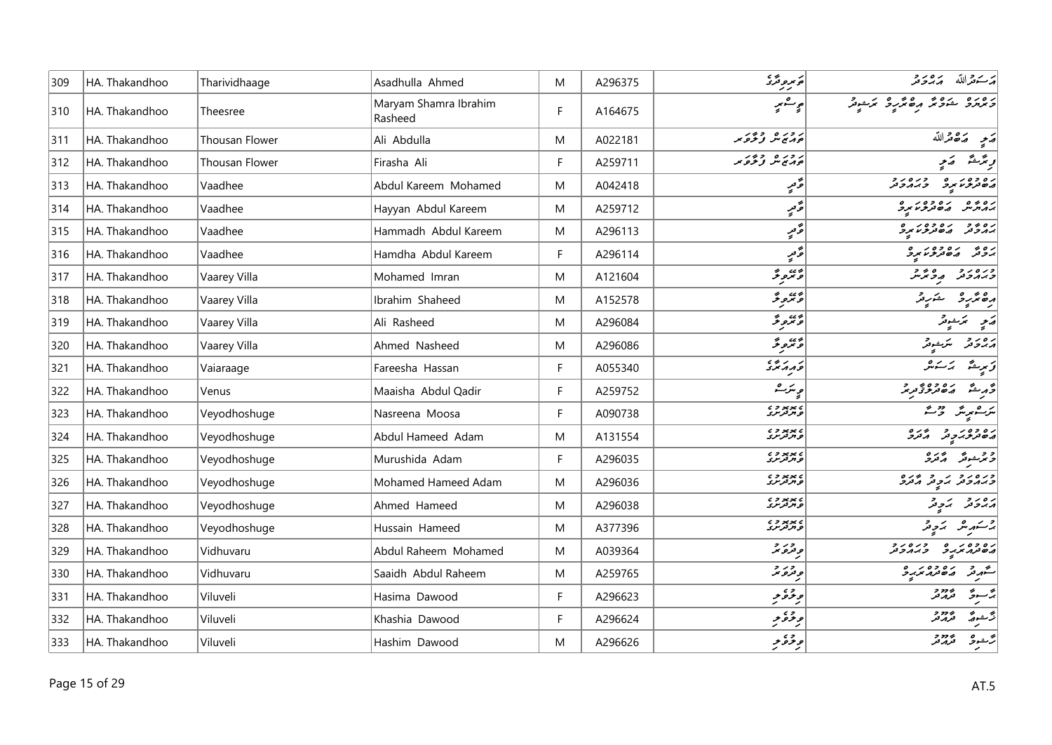| 309 | HA. Thakandhoo | Tharividhaage | Asadhulla Ahmed | M | A296375 | ތަރިވިދާގެ | އަސަދުﷲ އަހުމަދު |
|---|---|---|---|---|---|---|---|
| 310 | HA. Thakandhoo | Theesree | Maryam Shamra Ibrahim Rasheed | F | A164675 | ތީސްރީ | މަރްޔަމް ޝަމްރާ އިބްރާހީމް ރަޝީދު |
| 311 | HA. Thakandhoo | Thousan Flower | Ali Abdulla | M | A022181 | ތައުޒަން ފްލާވަރ | އަލި އަބްދުﷲ |
| 312 | HA. Thakandhoo | Thousan Flower | Firasha Ali | F | A259711 | ތައުޒަން ފްލާވަރ | ފިރާޝާ އަލި |
| 313 | HA. Thakandhoo | Vaadhee | Abdul Kareem Mohamed | M | A042418 | ވާދީ | އަބްދުލްކަރީމް މުހައްމަދު |
| 314 | HA. Thakandhoo | Vaadhee | Hayyan Abdul Kareem | M | A259712 | ވާދީ | ހައްޔާން އަބްދުލްކަރީމް |
| 315 | HA. Thakandhoo | Vaadhee | Hammadh Abdul Kareem | M | A296113 | ވާދީ | ހައްމާދު އަބްދުލްކަރީމް |
| 316 | HA. Thakandhoo | Vaadhee | Hamdha Abdul Kareem | F | A296114 | ވާދީ | ހަމްދާ އަބްދުލްކަރީމް |
| 317 | HA. Thakandhoo | Vaarey Villa | Mohamed Imran | M | A121604 | ވާރޭވިލާ | މުހައްމަދު އިމްރާން |
| 318 | HA. Thakandhoo | Vaarey Villa | Ibrahim Shaheed | M | A152578 | ވާރޭވިލާ | އިބްރާހީމް ޝަހީދު |
| 319 | HA. Thakandhoo | Vaarey Villa | Ali Rasheed | M | A296084 | ވާރޭވިލާ | އަލި ރަޝީދު |
| 320 | HA. Thakandhoo | Vaarey Villa | Ahmed Nasheed | M | A296086 | ވާރޭވިލާ | އަހުމަދު ނަޝީދު |
| 321 | HA. Thakandhoo | Vaiaraage | Fareesha Hassan | F | A055340 | ވައިއަރާގެ | ފަރީޝާ ހަސަން |
| 322 | HA. Thakandhoo | Venus | Maaisha Abdul Qadir | F | A259752 | ވީނަސް | މާއިޝާ އަބްދުލްޤާދިރު |
| 323 | HA. Thakandhoo | Veyodhoshuge | Nasreena Moosa | F | A090738 | ވެޔޮދޮށުގެ | ނަސްރީނާ މޫސާ |
| 324 | HA. Thakandhoo | Veyodhoshuge | Abdul Hameed Adam | M | A131554 | ވެޔޮދޮށުގެ | އަބްދުލްހަމީދު އާދަމް |
| 325 | HA. Thakandhoo | Veyodhoshuge | Murushida Adam | F | A296035 | ވެޔޮދޮށުގެ | މުރުޝިދާ އާދަމް |
| 326 | HA. Thakandhoo | Veyodhoshuge | Mohamed Hameed Adam | M | A296036 | ވެޔޮދޮށުގެ | މުހައްމަދު ހަމީދު އާދަމް |
| 327 | HA. Thakandhoo | Veyodhoshuge | Ahmed Hameed | M | A296038 | ވެޔޮދޮށުގެ | އަހުމަދު ހަމީދު |
| 328 | HA. Thakandhoo | Veyodhoshuge | Hussain Hameed | M | A377396 | ވެޔޮދޮށުގެ | ހުސައިން ހަމީދު |
| 329 | HA. Thakandhoo | Vidhuvaru | Abdul Raheem Mohamed | M | A039364 | ވިދުވަރު | އަބްދުއްރަހީމް މުހައްމަދު |
| 330 | HA. Thakandhoo | Vidhuvaru | Saaidh Abdul Raheem | M | A259765 | ވިދުވަރު | ސާއިދު އަބްދުއްރަހީމް |
| 331 | HA. Thakandhoo | Viluveli | Hasima Dawood | F | A296623 | ވިލުވެލި | ހާސިމާ ދާއޫދު |
| 332 | HA. Thakandhoo | Viluveli | Khashia Dawood | F | A296624 | ވިލުވެލި | ޚާޝިއާ ދާއޫދު |
| 333 | HA. Thakandhoo | Viluveli | Hashim Dawood | M | A296626 | ވިލުވެލި | ހާޝިމް ދާއޫދު |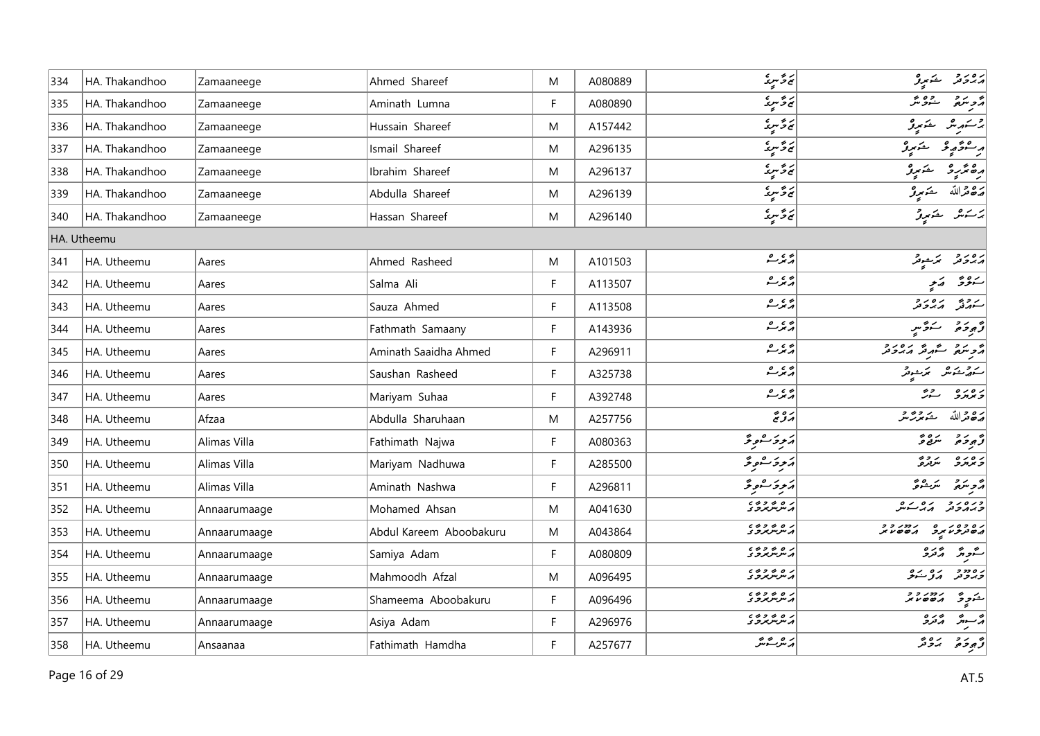| 334 | HA. Thakandhoo | Zamaaneege | Ahmed Shareef | M | A080889 | ޒަމާނީގެ | އަޙްމަދު ޝަރީފް |
|---|---|---|---|---|---|---|---|
| 335 | HA. Thakandhoo | Zamaaneege | Aminath Lumna | F | A080890 | ޒަމާނީގެ | އާމިނަތު ލުމްނާ |
| 336 | HA. Thakandhoo | Zamaaneege | Hussain Shareef | M | A157442 | ޒަމާނީގެ | ހުސައިން ޝަރީފް |
| 337 | HA. Thakandhoo | Zamaaneege | Ismail Shareef | M | A296135 | ޒަމާނީގެ | އިސްމާޢީލް ޝަރީފް |
| 338 | HA. Thakandhoo | Zamaaneege | Ibrahim Shareef | M | A296137 | ޒަމާނީގެ | އިބްރާހީމް ޝަރީފް |
| 339 | HA. Thakandhoo | Zamaaneege | Abdulla Shareef | M | A296139 | ޒަމާނީގެ | އަބްދުﷲ ޝަރީފް |
| 340 | HA. Thakandhoo | Zamaaneege | Hassan Shareef | M | A296140 | ޒަމާނީގެ | ހަސަން ޝަރީފް |
| HA. Utheemu | | | | | | | |
| 341 | HA. Utheemu | Aares | Ahmed Rasheed | M | A101503 | އާރެސް | އަޙްމަދު ރަޝީދު |
| 342 | HA. Utheemu | Aares | Salma Ali | F | A113507 | އާރެސް | ސަލްމާ ޢަލީ |
| 343 | HA. Utheemu | Aares | Sauza Ahmed | F | A113508 | އާރެސް | ސައުޒާ އަޙްމަދު |
| 344 | HA. Utheemu | Aares | Fathmath Samaany | F | A143936 | އާރެސް | ފާތިމަތު ސަމާނީ |
| 345 | HA. Utheemu | Aares | Aminath Saaidha Ahmed | F | A296911 | އާރެސް | އާމިނަތު ސާއިދާ އަޙްމަދު |
| 346 | HA. Utheemu | Aares | Saushan Rasheed | F | A325738 | އާރެސް | ސައުޝަން ރަޝީދު |
| 347 | HA. Utheemu | Aares | Mariyam Suhaa | F | A392748 | އާރެސް | މަރިޔަމް ސުހާ |
| 348 | HA. Utheemu | Afzaa | Abdulla Sharuhaan | M | A257756 | އަފްޒާ | އަބްދުﷲ ޝަރުހާން |
| 349 | HA. Utheemu | Alimas Villa | Fathimath Najwa | F | A080363 | އަލިމަސްވިލާ | ފާތިމަތު ނަޖްވާ |
| 350 | HA. Utheemu | Alimas Villa | Mariyam Nadhuwa | F | A285500 | އަލިމަސްވިލާ | މަރިޔަމް ނަދުވާ |
| 351 | HA. Utheemu | Alimas Villa | Aminath Nashwa | F | A296811 | އަލިމަސްވިލާ | އާމިނަތު ނަޝްވާ |
| 352 | HA. Utheemu | Annaarumaage | Mohamed Ahsan | M | A041630 | އަންނާރުމާގެ | މުޙައްމަދު އަޙްސަން |
| 353 | HA. Utheemu | Annaarumaage | Abdul Kareem Aboobakuru | M | A043864 | އަންނާރުމާގެ | އަބްދުލްކަރީމް އަބޫބަކުރު |
| 354 | HA. Utheemu | Annaarumaage | Samiya Adam | F | A080809 | އަންނާރުމާގެ | ސާމިޔާ އާދަމް |
| 355 | HA. Utheemu | Annaarumaage | Mahmoodh Afzal | M | A096495 | އަންނާރުމާގެ | މަޙްމޫދު އަފްޟަލް |
| 356 | HA. Utheemu | Annaarumaage | Shameema Aboobakuru | F | A096496 | އަންނާރުމާގެ | ޝަމީމާ އަބޫބަކުރު |
| 357 | HA. Utheemu | Annaarumaage | Asiya Adam | F | A296976 | އަންނާރުމާގެ | އާސިޔާ އާދަމް |
| 358 | HA. Utheemu | Ansaanaa | Fathimath Hamdha | F | A257677 | އަންސާނާ | ފާތިމަތު ހަމްދާ |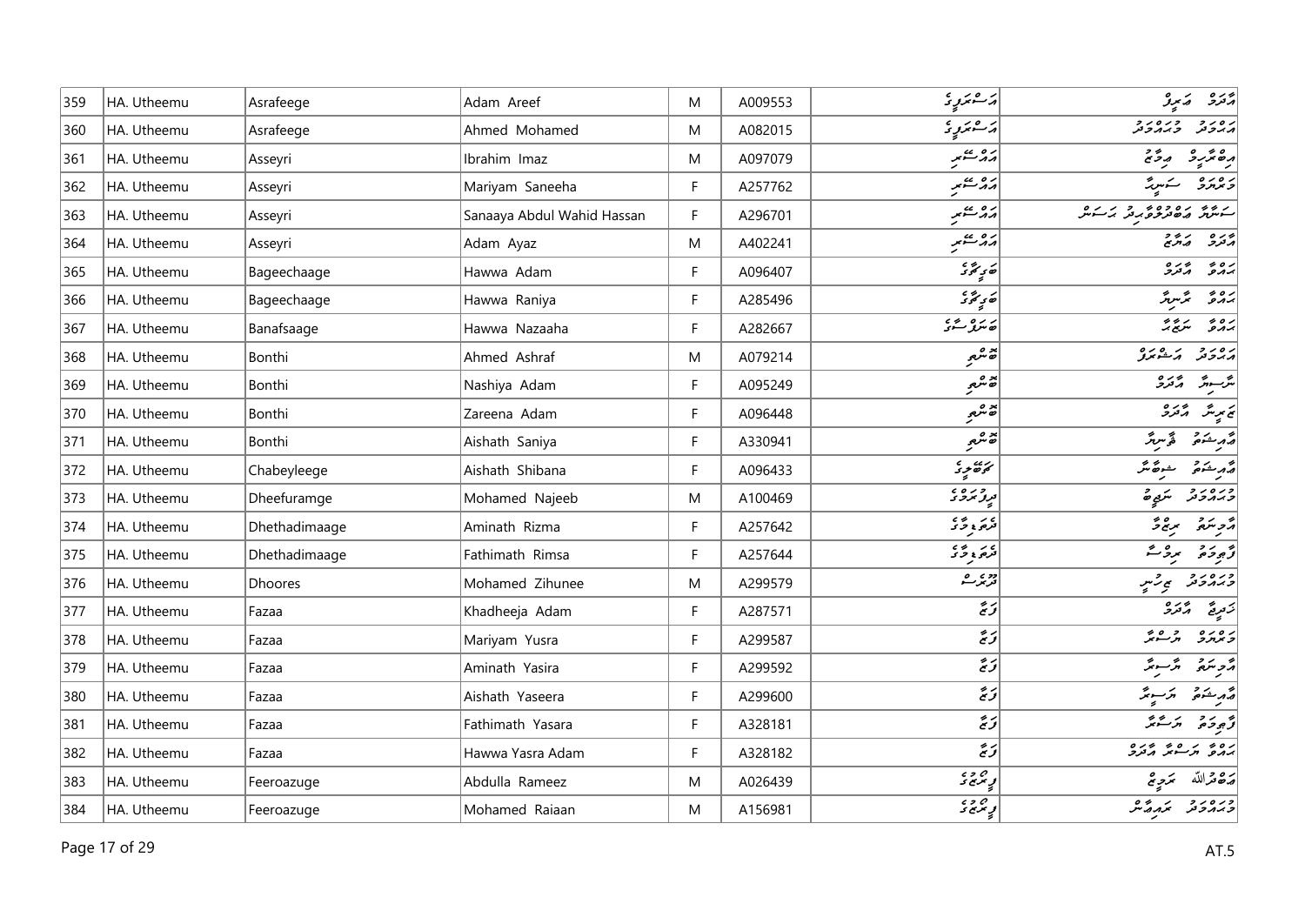| 359 | HA. Utheemu | Asrafeege | Adam Areef | M | A009553 | އަސްރަފީގެ | އާދަމް އަރީފް |
|---|---|---|---|---|---|---|---|
| 360 | HA. Utheemu | Asrafeege | Ahmed Mohamed | M | A082015 | އަސްރަފީގެ | އަޙްމަދު މުޙައްމަދު |
| 361 | HA. Utheemu | Asseyri | Ibrahim Imaz | M | A097079 | އައްސޭރި | އިބްރާހީމް އިމާޒް |
| 362 | HA. Utheemu | Asseyri | Mariyam Saneeha | F | A257762 | އައްސޭރި | މަރިޔަމް ސަނީހާ |
| 363 | HA. Utheemu | Asseyri | Sanaaya Abdul Wahid Hassan | F | A296701 | އައްސޭރި | ސަނާޔާ އަބްދުލްވާހިދު ހަސަން |
| 364 | HA. Utheemu | Asseyri | Adam Ayaz | M | A402241 | އައްސޭރި | އާދަމް އަޔާޒް |
| 365 | HA. Utheemu | Bageechaage | Hawwa Adam | F | A096407 | ބަގީޗާގެ | ހައްވާ އާދަމް |
| 366 | HA. Utheemu | Bageechaage | Hawwa Raniya | F | A285496 | ބަގީޗާގެ | ހައްވާ ރާނިޔާ |
| 367 | HA. Utheemu | Banafsaage | Hawwa Nazaaha | F | A282667 | ބަނަފްސާގެ | ހައްވާ ނަޒާހާ |
| 368 | HA. Utheemu | Bonthi | Ahmed Ashraf | M | A079214 | ބޮންތި | އަޙްމަދު އަޝްރަފް |
| 369 | HA. Utheemu | Bonthi | Nashiya Adam | F | A095249 | ބޮންތި | ނާޝިޔާ އާދަމް |
| 370 | HA. Utheemu | Bonthi | Zareena Adam | F | A096448 | ބޮންތި | ޒަރީނާ އާދަމް |
| 371 | HA. Utheemu | Bonthi | Aishath Saniya | F | A330941 | ބޮންތި | އާއިޝަތު ޝާނިޔާ |
| 372 | HA. Utheemu | Chabeyleege | Aishath Shibana | F | A096433 | ޗަބޭލީގެ | އާއިޝަތު ޝިބާނާ |
| 373 | HA. Utheemu | Dheefuramge | Mohamed Najeeb | M | A100469 | ދީފުރަމްގެ | މުޙައްމަދު ނަޖީބު |
| 374 | HA. Utheemu | Dhethadimaage | Aminath Rizma | F | A257642 | ދެތަޑިމާގެ | އާމިނަތު ރިޒްމާ |
| 375 | HA. Utheemu | Dhethadimaage | Fathimath Rimsa | F | A257644 | ދެތަޑިމާގެ | ފާތިމަތު ރިމްސާ |
| 376 | HA. Utheemu | Dhoores | Mohamed Zihunee | M | A299579 | ދޫރެސް | މުޙައްމަދު ޒިހުނީ |
| 377 | HA. Utheemu | Fazaa | Khadheeja Adam | F | A287571 | ފަޒާ | ޚަދީޖާ އާދަމް |
| 378 | HA. Utheemu | Fazaa | Mariyam Yusra | F | A299587 | ފަޒާ | މަރިޔަމް ޔުސްރާ |
| 379 | HA. Utheemu | Fazaa | Aminath Yasira | F | A299592 | ފަޒާ | އާމިނަތު ޔާސިރާ |
| 380 | HA. Utheemu | Fazaa | Aishath Yaseera | F | A299600 | ފަޒާ | އާއިޝަތު ޔަސީރާ |
| 381 | HA. Utheemu | Fazaa | Fathimath Yasara | F | A328181 | ފަޒާ | ފާތިމަތު ޔަސާރާ |
| 382 | HA. Utheemu | Fazaa | Hawwa Yasra Adam | F | A328182 | ފަޒާ | ހައްވާ ޔަސްރާ އާދަމް |
| 383 | HA. Utheemu | Feeroazuge | Abdulla Rameez | M | A026439 | ފީރޯޒުގެ | އަބްދުﷲ ރަމީޒް |
| 384 | HA. Utheemu | Feeroazuge | Mohamed Raiaan | M | A156981 | ފީރޯޒުގެ | މުޙައްމަދު ރައިއާން |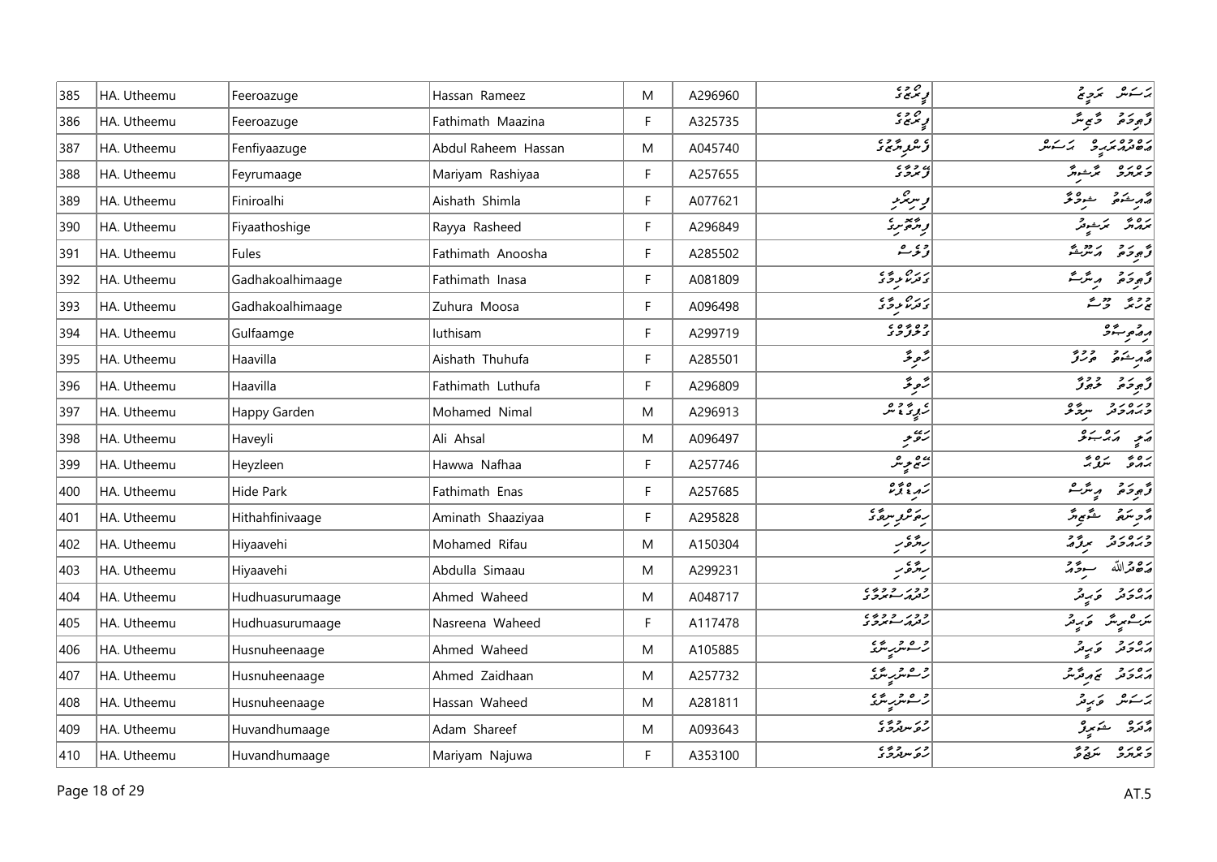| 385 | HA. Utheemu | Feeroazuge | Hassan Rameez | M | A296960 | ݵݐݒݍݸ | ݣݍݨݒ ݑݍݥݐ |
|---|---|---|---|---|---|---|---|
| 386 | HA. Utheemu | Feeroazuge | Fathimath Maazina | F | A325735 | ݵݐݒݍݸ | ݭݍݥݐ ݑݍݥݐ |
| 387 | HA. Utheemu | Fenfiyaazuge | Abdul Raheem Hassan | M | A045740 | ݵݐݒݍݸݍ | ݣݍݨݒݍݸ ݣݍݨݒ |
| 388 | HA. Utheemu | Feyrumaage | Mariyam Rashiyaa | F | A257655 | ݵݐݒݍ | ݣݍݨݒ ݑݍݥݐ |
| 389 | HA. Utheemu | Finiroalhi | Aishath Shimla | F | A077621 | ݵݐݒݍݸ | ݣݍݨݒ ݑݍݥݐ |
| 390 | HA. Utheemu | Fiyaathoshige | Rayya Rasheed | F | A296849 | ݵݐݒݍݸ | ݣݍݨݒ ݑݍݥݐ |
| 391 | HA. Utheemu | Fules | Fathimath Anoosha | F | A285502 | ݵݐݒ | ݣݍݨݒ ݑݍݥݐ |
| 392 | HA. Utheemu | Gadhakoalhimaage | Fathimath Inasa | F | A081809 | ݵݐݒݍݸ | ݣݍݨݒ ݑݍݥݐ |
| 393 | HA. Utheemu | Gadhakoalhimaage | Zuhura Moosa | F | A096498 | ݵݐݒݍݸ | ݣݍݨݒ ݑݍݥݐ |
| 394 | HA. Utheemu | Gulfaamge | Iuthisam | F | A299719 | ݵݐݒݍݸ | ݣݍݨݒ |
| 395 | HA. Utheemu | Haavilla | Aishath Thuhufa | F | A285501 | ݵݐݒ | ݣݍݨݒ ݑݍݥݐ |
| 396 | HA. Utheemu | Haavilla | Fathimath Luthufa | F | A296809 | ݵݐݒ | ݣݍݨݒ ݑݍݥݐ |
| 397 | HA. Utheemu | Happy Garden | Mohamed Nimal | M | A296913 | ݵݐݒݍݸ | ݣݍݨݒ ݑݍݥݐ |
| 398 | HA. Utheemu | Haveyli | Ali Ahsal | M | A096497 | ݵݐݒ | ݣݍ ݑݍݥݐ |
| 399 | HA. Utheemu | Heyzleen | Hawwa Nafhaa | F | A257746 | ݵݐݒݍ | ݣݍݨݒ ݑݍݥݐ |
| 400 | HA. Utheemu | Hide Park | Fathimath Enas | F | A257685 | ݵݐݒݍ | ݣݍݨݒ ݑݍݥݐ |
| 401 | HA. Utheemu | Hithahfinivaage | Aminath Shaaziyaa | F | A295828 | ݵݐݒݍݸ | ݣݍݨݒ ݑݍݥݐ |
| 402 | HA. Utheemu | Hiyaavehi | Mohamed Rifau | M | A150304 | ݵݐݒ | ݣݍݨݒ ݑݍݥݐ |
| 403 | HA. Utheemu | Hiyaavehi | Abdulla Simaau | M | A299231 | ݵݐݒ | ݣݍݨݒ ݑݍݥݐ |
| 404 | HA. Utheemu | Hudhuasurumaage | Ahmed Waheed | M | A048717 | ݵݐݒݍݸ | ݣݍݨݒ ݑݍݥݐ |
| 405 | HA. Utheemu | Hudhuasurumaage | Nasreena Waheed | F | A117478 | ݵݐݒݍݸ | ݣݍݨݒ ݑݍݥݐ |
| 406 | HA. Utheemu | Husnuheenaage | Ahmed Waheed | M | A105885 | ݵݐݒݍݸ | ݣݍݨݒ ݑݍݥݐ |
| 407 | HA. Utheemu | Husnuheenaage | Ahmed Zaidhaan | M | A257732 | ݵݐݒݍݸ | ݣݍݨݒ ݑݍݥݐ |
| 408 | HA. Utheemu | Husnuheenaage | Hassan Waheed | M | A281811 | ݵݐݒݍݸ | ݣݍݨݒ ݑݍݥݐ |
| 409 | HA. Utheemu | Huvandhumaage | Adam Shareef | M | A093643 | ݵݐݒݍݸ | ݣݍݨݒ ݑݍݥݐ |
| 410 | HA. Utheemu | Huvandhumaage | Mariyam Najuwa | F | A353100 | ݵݐݒݍݸ | ݣݍݨݒ ݑݍݥݐ |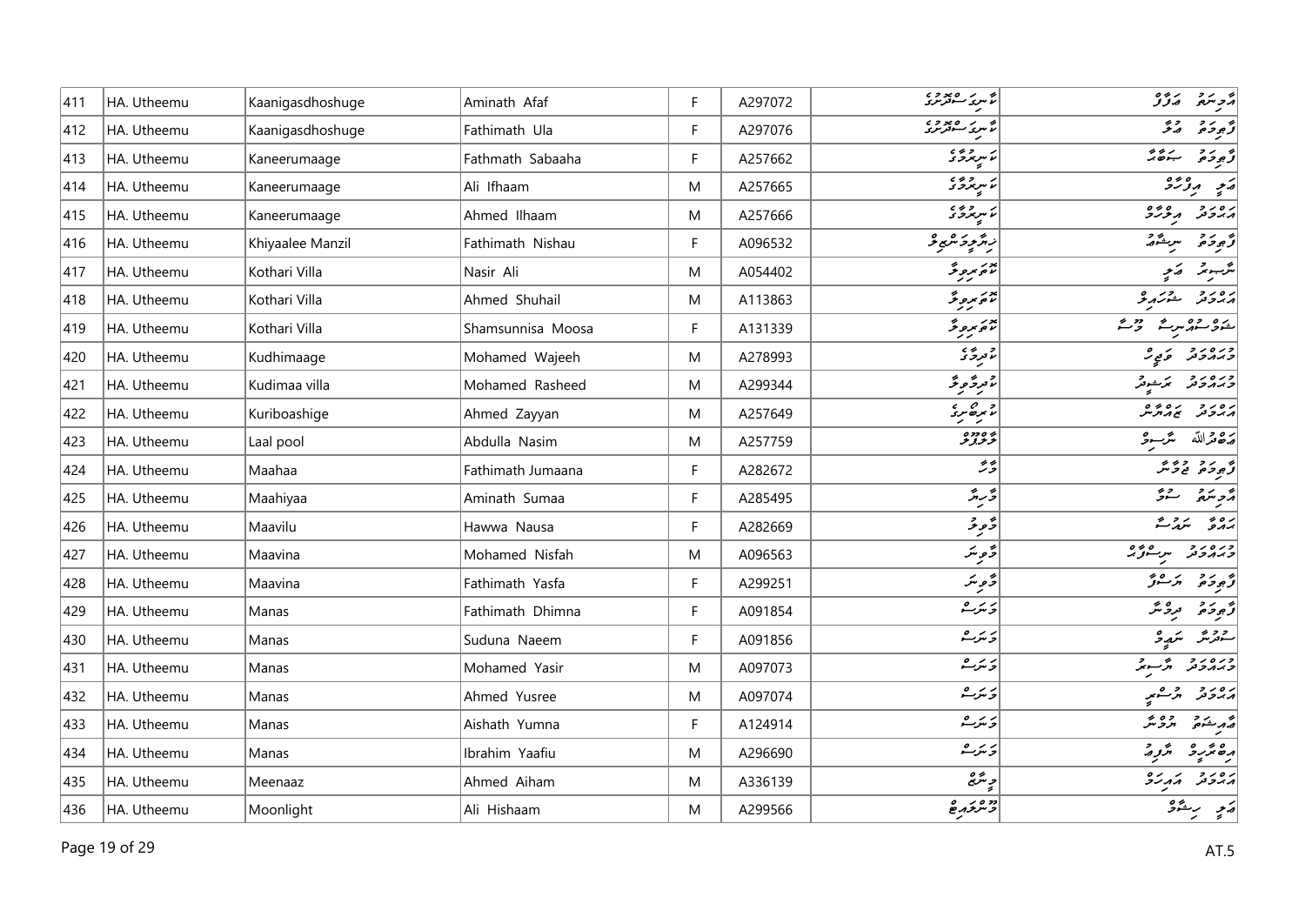| 411 | HA. Utheemu | Kaanigasdhoshuge | Aminath Afaf | F | A297072 | ކާނިގަސްދޮށުގެ | އާމިނަތު އަފާފު |
|---|---|---|---|---|---|---|---|
| 412 | HA. Utheemu | Kaanigasdhoshuge | Fathimath Ula | F | A297076 | ކާނިގަސްދޮށުގެ | ފާތިމަތު އުލާ |
| 413 | HA. Utheemu | Kaneerumaage | Fathmath Sabaaha | F | A257662 | ކަނީރުމާގެ | ފާތިމަތު ސަބާހާ |
| 414 | HA. Utheemu | Kaneerumaage | Ali Ifhaam | M | A257665 | ކަނީރުމާގެ | އަލި އިފްހާމް |
| 415 | HA. Utheemu | Kaneerumaage | Ahmed Ilhaam | M | A257666 | ކަނީރުމާގެ | އަހްމަދު އިލްހާމް |
| 416 | HA. Utheemu | Khiyaalee Manzil | Fathimath Nishau | F | A096532 | ޚިޔާލީމަންޒިލް | ފާތިމަތު ނިޝާއު |
| 417 | HA. Utheemu | Kothari Villa | Nasir Ali | M | A054402 | ކޮތަރިވިލާ | ނާސިރު އަލި |
| 418 | HA. Utheemu | Kothari Villa | Ahmed Shuhail | M | A113863 | ކޮތަރިވިލާ | އަހްމަދު ޝުހައިލް |
| 419 | HA. Utheemu | Kothari Villa | Shamsunnisa Moosa | F | A131339 | ކޮތަރިވިލާ | ޝަމްސުންނިސާ މޫސާ |
| 420 | HA. Utheemu | Kudhimaage | Mohamed Wajeeh | M | A278993 | ކުދިމާގެ | މުހައްމަދު ވަޖީހު |
| 421 | HA. Utheemu | Kudimaa villa | Mohamed Rasheed | M | A299344 | ކުދިމާވިލާ | މުހައްމަދު ރަޝީދު |
| 422 | HA. Utheemu | Kuriboashige | Ahmed Zayyan | M | A257649 | ކުރިބޯށިގެ | އަހްމަދު ޒައްޔާން |
| 423 | HA. Utheemu | Laal pool | Abdulla Nasim | M | A257759 | ލާލްޕޫލް | އަބްދުﷲ ނާސިމް |
| 424 | HA. Utheemu | Maahaa | Fathimath Jumaana | F | A282672 | މާހާ | ފާތިމަތު ޖުމާނާ |
| 425 | HA. Utheemu | Maahiyaa | Aminath Sumaa | F | A285495 | މާހިޔާ | އާމިނަތު ސުމާ |
| 426 | HA. Utheemu | Maavilu | Hawwa Nausa | F | A282669 | މާވިލު | ހައްވާ ނައުސާ |
| 427 | HA. Utheemu | Maavina | Mohamed Nisfah | M | A096563 | މާވިނަ | މުހައްމަދު ނިސްފާހު |
| 428 | HA. Utheemu | Maavina | Fathimath Yasfa | F | A299251 | މާވިނަ | ފާތިމަތު ޔަސްފާ |
| 429 | HA. Utheemu | Manas | Fathimath Dhimna | F | A091854 | މަނަސް | ފާތިމަތު ދިމްނާ |
| 430 | HA. Utheemu | Manas | Suduna Naeem | F | A091856 | މަނަސް | ސުދޫނާ ނަޢީމް |
| 431 | HA. Utheemu | Manas | Mohamed Yasir | M | A097073 | މަނަސް | މުހައްމަދު ޔާސިރު |
| 432 | HA. Utheemu | Manas | Ahmed Yusree | M | A097074 | މަނަސް | އަހްމަދު ޔުސްރީ |
| 433 | HA. Utheemu | Manas | Aishath Yumna | F | A124914 | މަނަސް | އާއިޝަތު ޔުމްނާ |
| 434 | HA. Utheemu | Manas | Ibrahim Yaafiu | M | A296690 | މަނަސް | އިބްރާހިމް ޔާފިޢު |
| 435 | HA. Utheemu | Meenaaz | Ahmed Aiham | M | A336139 | މީނާޒް | އަހްމަދު އައިހަމް |
| 436 | HA. Utheemu | Moonlight | Ali Hishaam | M | A299566 | މޫންލައިޓް | އަލި ހިޝާމް |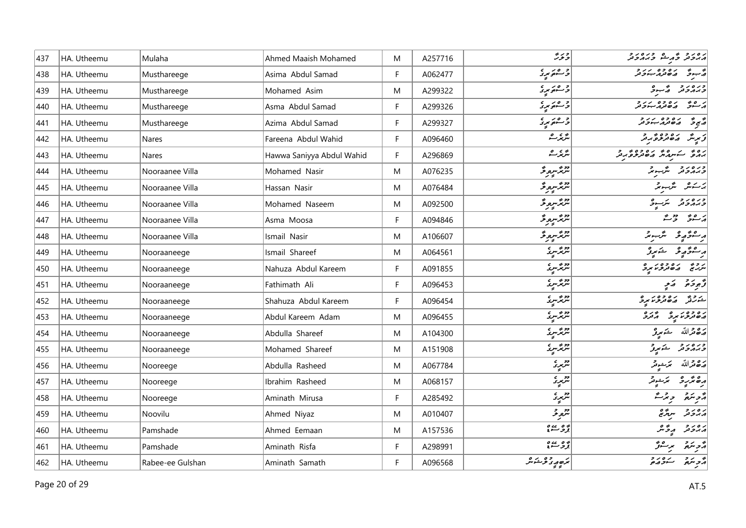| 437 | HA. Utheemu | Mulaha | Ahmed Maaish Mohamed | M | A257716 | މުލަހާ | އަޙްމަދު މާއިޝް މުޙައްމަދު |
|---|---|---|---|---|---|---|---|
| 438 | HA. Utheemu | Musthareege | Asima Abdul Samad | F | A062477 | މުސްތަރީގެ | އާސިމާ އަބްދުލްސަމަދު |
| 439 | HA. Utheemu | Musthareege | Mohamed Asim | M | A299322 | މުސްތަރީގެ | މުޙައްމަދު އާސިމް |
| 440 | HA. Utheemu | Musthareege | Asma Abdul Samad | F | A299326 | މުސްތަރީގެ | އަސްމާ އަބްދުލްސަމަދު |
| 441 | HA. Utheemu | Musthareege | Azima Abdul Samad | F | A299327 | މުސްތަރީގެ | އާޒިމާ އަބްދުލްސަމަދު |
| 442 | HA. Utheemu | Nares | Fareena Abdul Wahid | F | A096460 | ނަރެސް | ފަރީނާ އަބްދުލްވާހިދު |
| 443 | HA. Utheemu | Nares | Hawwa Saniyya Abdul Wahid | F | A296869 | ނަރެސް | ޙައްވާ ސަނިއްޔާ އަބްދުލްވާހިދު |
| 444 | HA. Utheemu | Nooraanee Villa | Mohamed Nasir | M | A076235 | ނޫރާނީވިލާ | މުޙައްމަދު ނާސިރު |
| 445 | HA. Utheemu | Nooraanee Villa | Hassan Nasir | M | A076484 | ނޫރާނީވިލާ | ޙަސަން ނާސިރު |
| 446 | HA. Utheemu | Nooraanee Villa | Mohamed Naseem | M | A092500 | ނޫރާނީވިލާ | މުޙައްމަދު ނަސީމް |
| 447 | HA. Utheemu | Nooraanee Villa | Asma Moosa | F | A094846 | ނޫރާނީވިލާ | އަސްމާ މޫސާ |
| 448 | HA. Utheemu | Nooraanee Villa | Ismail Nasir | M | A106607 | ނޫރާނީވިލާ | އިސްމާއީލް ނާސިރު |
| 449 | HA. Utheemu | Nooraaneege | Ismail Shareef | M | A064561 | ނޫރާނީގެ | އިސްމާއީލް ޝަރީފް |
| 450 | HA. Utheemu | Nooraaneege | Nahuza Abdul Kareem | F | A091855 | ނޫރާނީގެ | ނަހުޒާ އަބްދުލްކަރީމް |
| 451 | HA. Utheemu | Nooraaneege | Fathimath Ali | F | A096453 | ނޫރާނީގެ | ފާތިމަތު ޢަލީ |
| 452 | HA. Utheemu | Nooraaneege | Shahuza Abdul Kareem | F | A096454 | ނޫރާނީގެ | ޝަހުޒާ އަބްދުލްކަރީމް |
| 453 | HA. Utheemu | Nooraaneege | Abdul Kareem Adam | M | A096455 | ނޫރާނީގެ | އަބްދުލްކަރީމް އާދަމް |
| 454 | HA. Utheemu | Nooraaneege | Abdulla Shareef | M | A104300 | ނޫރާނީގެ | އަބްދުﷲ ޝަރީފް |
| 455 | HA. Utheemu | Nooraaneege | Mohamed Shareef | M | A151908 | ނޫރާނީގެ | މުޙައްމަދު ޝަރީފް |
| 456 | HA. Utheemu | Nooreege | Abdulla Rasheed | M | A067784 | ނޫރީގެ | އަބްދުﷲ ރަޝީދު |
| 457 | HA. Utheemu | Nooreege | Ibrahim Rasheed | M | A068157 | ނޫރީގެ | އިބްރާހީމް ރަޝީދު |
| 458 | HA. Utheemu | Nooreege | Aminath Mirusa | F | A285492 | ނޫރީގެ | އާމިނަތު މިރުސާ |
| 459 | HA. Utheemu | Noovilu | Ahmed Niyaz | M | A010407 | ނޫވިލު | އަޙްމަދު ނިޔާޒު |
| 460 | HA. Utheemu | Pamshade | Ahmed Eemaan | M | A157536 | ޕާމްޝޭޑް | އަޙްމަދު އީމާން |
| 461 | HA. Utheemu | Pamshade | Aminath Risfa | F | A298991 | ޕާމްޝޭޑް | އާމިނަތު ރިސްފާ |
| 462 | HA. Utheemu | Rabee-ee Gulshan | Aminath Samath | F | A096568 | ރަބީޢީގުލްޝަން | އާމިނަތު ސަމަތު |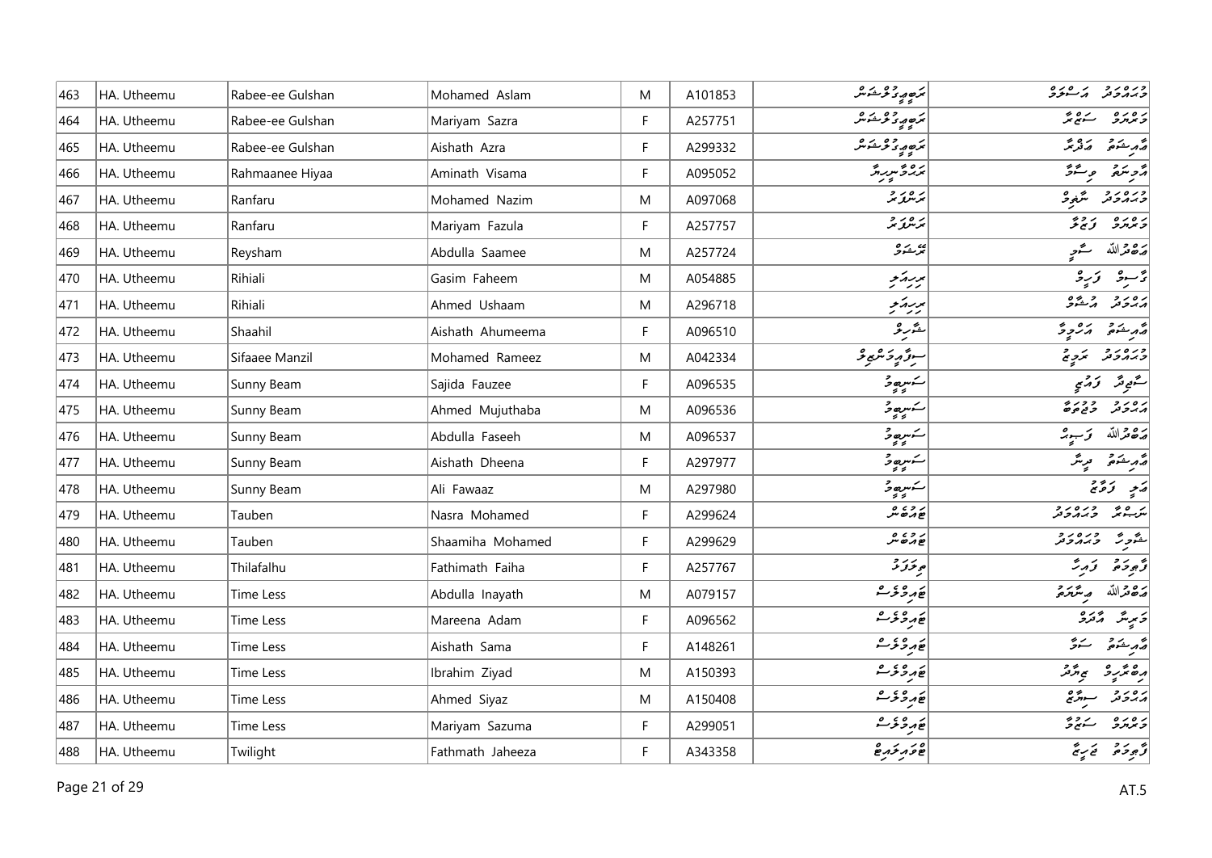| 463 | HA. Utheemu | Rabee-ee Gulshan | Mohamed Aslam | M | A101853 | ރަބީއީ ގުލްޝަން | މުހައްމަދު އަސްލަމް |
|---|---|---|---|---|---|---|---|
| 464 | HA. Utheemu | Rabee-ee Gulshan | Mariyam Sazra | F | A257751 | ރަބީއީ ގުލްޝަން | މަރިޔަމް ސަޒްރާ |
| 465 | HA. Utheemu | Rabee-ee Gulshan | Aishath Azra | F | A299332 | ރަބީއީ ގުލްޝަން | އައިޝަތު އަޒްރާ |
| 466 | HA. Utheemu | Rahmaanee Hiyaa | Aminath Visama | F | A095052 | ރަޙްމާނީ ހިޔާ | އަމިނަތު ވިސާމާ |
| 467 | HA. Utheemu | Ranfaru | Mohamed Nazim | M | A097068 | ރަންފަރު | މުހައްމަދު ނާޒިމް |
| 468 | HA. Utheemu | Ranfaru | Mariyam Fazula | F | A257757 | ރަންފަރު | މަރިޔަމް ފަޟުލާ |
| 469 | HA. Utheemu | Reysham | Abdulla Saamee | M | A257724 | ރޭޝަމް | އަބްދުﷲ ސާމީ |
| 470 | HA. Utheemu | Rihiali | Gasim Faheem | M | A054885 | ރިހިއަލި | ގާސިމް ފަހީމް |
| 471 | HA. Utheemu | Rihiali | Ahmed Ushaam | M | A296718 | ރިހިއަލި | އަހުމަދު އުޝާމް |
| 472 | HA. Utheemu | Shaahil | Aishath Ahumeema | F | A096510 | ޝާހިލް | އައިޝަތު އަހުމީމާ |
| 473 | HA. Utheemu | Sifaaee Manzil | Mohamed Rameez | M | A042334 | ސިފާއީ މަންޒިލް | މުހައްމަދު ރަމީޒު |
| 474 | HA. Utheemu | Sunny Beam | Sajida Fauzee | F | A096535 | ސަނީބީމް | ސާޖިދާ ފައުޒީ |
| 475 | HA. Utheemu | Sunny Beam | Ahmed Mujuthaba | M | A096536 | ސަނީބީމް | އަހުމަދު މުޖުތަބާ |
| 476 | HA. Utheemu | Sunny Beam | Abdulla Faseeh | M | A096537 | ސަނީބީމް | އަބްދުﷲ ފަސީހު |
| 477 | HA. Utheemu | Sunny Beam | Aishath Dheena | F | A297977 | ސަނީބީމް | އައިޝަތު ދީނާ |
| 478 | HA. Utheemu | Sunny Beam | Ali Fawaaz | M | A297980 | ސަނީބީމް | އަލި ފަވާޒު |
| 479 | HA. Utheemu | Tauben | Nasra Mohamed | F | A299624 | ޓައުބެން | ނަސްރާ މުހައްމަދު |
| 480 | HA. Utheemu | Tauben | Shaamiha Mohamed | F | A299629 | ޓައުބެން | ޝާމިހާ މުހައްމަދު |
| 481 | HA. Utheemu | Thilafalhu | Fathimath Faiha | F | A257767 | ތިލަފަޅު | ފާތިމަތު ފައިހާ |
| 482 | HA. Utheemu | Time Less | Abdulla Inayath | M | A079157 | ޓައިމްލެސް | އަބްދުﷲ އިނާޔަތު |
| 483 | HA. Utheemu | Time Less | Mareena Adam | F | A096562 | ޓައިމްލެސް | މަރީނާ އާދަމް |
| 484 | HA. Utheemu | Time Less | Aishath Sama | F | A148261 | ޓައިމްލެސް | އައިޝަތު ސަމާ |
| 485 | HA. Utheemu | Time Less | Ibrahim Ziyad | M | A150393 | ޓައިމްލެސް | އިބްރާހީމް ޒިޔާދު |
| 486 | HA. Utheemu | Time Less | Ahmed Siyaz | M | A150408 | ޓައިމްލެސް | އަހުމަދު ސިޔާޒު |
| 487 | HA. Utheemu | Time Less | Mariyam Sazuma | F | A299051 | ޓައިމްލެސް | މަރިޔަމް ސަޒުމާ |
| 488 | HA. Utheemu | Twilight | Fathmath Jaheeza | F | A343358 | ޓުވައިލައިޓް | ފާތިމަތު ޖަހީޒާ |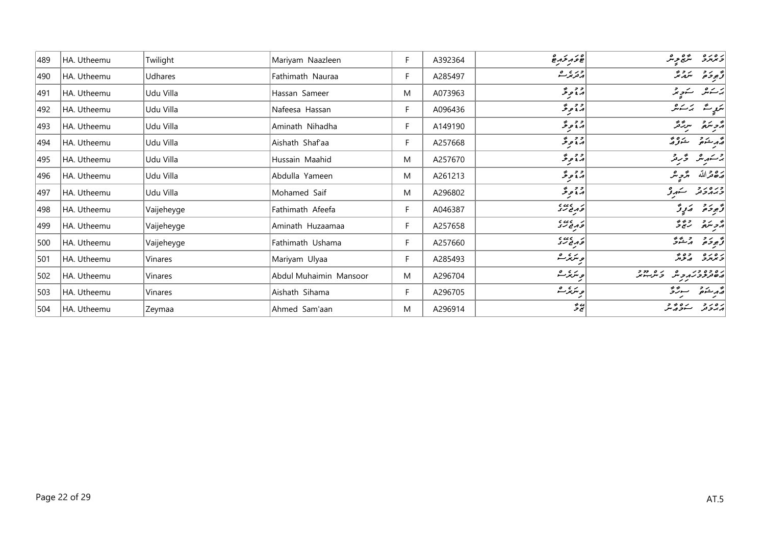| 489 | HA. Utheemu | Twilight | Mariyam Naazleen | F | A392364 | ޓްވައިލައިޓް | މަރިޔަމް ނާޒްލީން |
|---|---|---|---|---|---|---|---|
| 490 | HA. Utheemu | Udhares | Fathimath Nauraa | F | A285497 | އުދަރެސް | ފާތިމަތު ނައުރާ |
| 491 | HA. Utheemu | Udu Villa | Hassan Sameer | M | A073963 | އުޑުވިލާ | ހަސަން ސަމީރު |
| 492 | HA. Utheemu | Udu Villa | Nafeesa Hassan | F | A096436 | އުޑުވިލާ | ނަފީސާ ހަސަން |
| 493 | HA. Utheemu | Udu Villa | Aminath Nihadha | F | A149190 | އުޑުވިލާ | އާމިނަތު ނިހާދާ |
| 494 | HA. Utheemu | Udu Villa | Aishath Shaf'aa | F | A257668 | އުޑުވިލާ | އާއިޝަތު ޝަފްޢާ |
| 495 | HA. Utheemu | Udu Villa | Hussain Maahid | M | A257670 | އުޑުވިލާ | ހުސައިން މާހިދު |
| 496 | HA. Utheemu | Udu Villa | Abdulla Yameen | M | A261213 | އުޑުވިލާ | އަބްދުﷲ ޔާމީން |
| 497 | HA. Utheemu | Udu Villa | Mohamed Saif | M | A296802 | އުޑުވިލާ | މުހައްމަދު ސައިފު |
| 498 | HA. Utheemu | Vaijeheyge | Fathimath Afeefa | F | A046387 | ވައިޖެހޭގެ | ފާތިމަތު އަފީފާ |
| 499 | HA. Utheemu | Vaijeheyge | Aminath Huzaamaa | F | A257658 | ވައިޖެހޭގެ | އާމިނަތު ހުޒާމާ |
| 500 | HA. Utheemu | Vaijeheyge | Fathimath Ushama | F | A257660 | ވައިޖެހޭގެ | ފާތިމަތު އުޝާމާ |
| 501 | HA. Utheemu | Vinares | Mariyam Ulyaa | F | A285493 | ވިނަރެސް | މަރިޔަމް އުލްޔާ |
| 502 | HA. Utheemu | Vinares | Abdul Muhaimin Mansoor | M | A296704 | ވިނަރެސް | އަބްދުލްމުހައިމިން މަންސޫރު |
| 503 | HA. Utheemu | Vinares | Aishath Sihama | F | A296705 | ވިނަރެސް | އާއިޝަތު ސިހާމާ |
| 504 | HA. Utheemu | Zeymaa | Ahmed Sam'aan | M | A296914 | ޒޭމާ | އަހުމަދު ސަމްޢާން |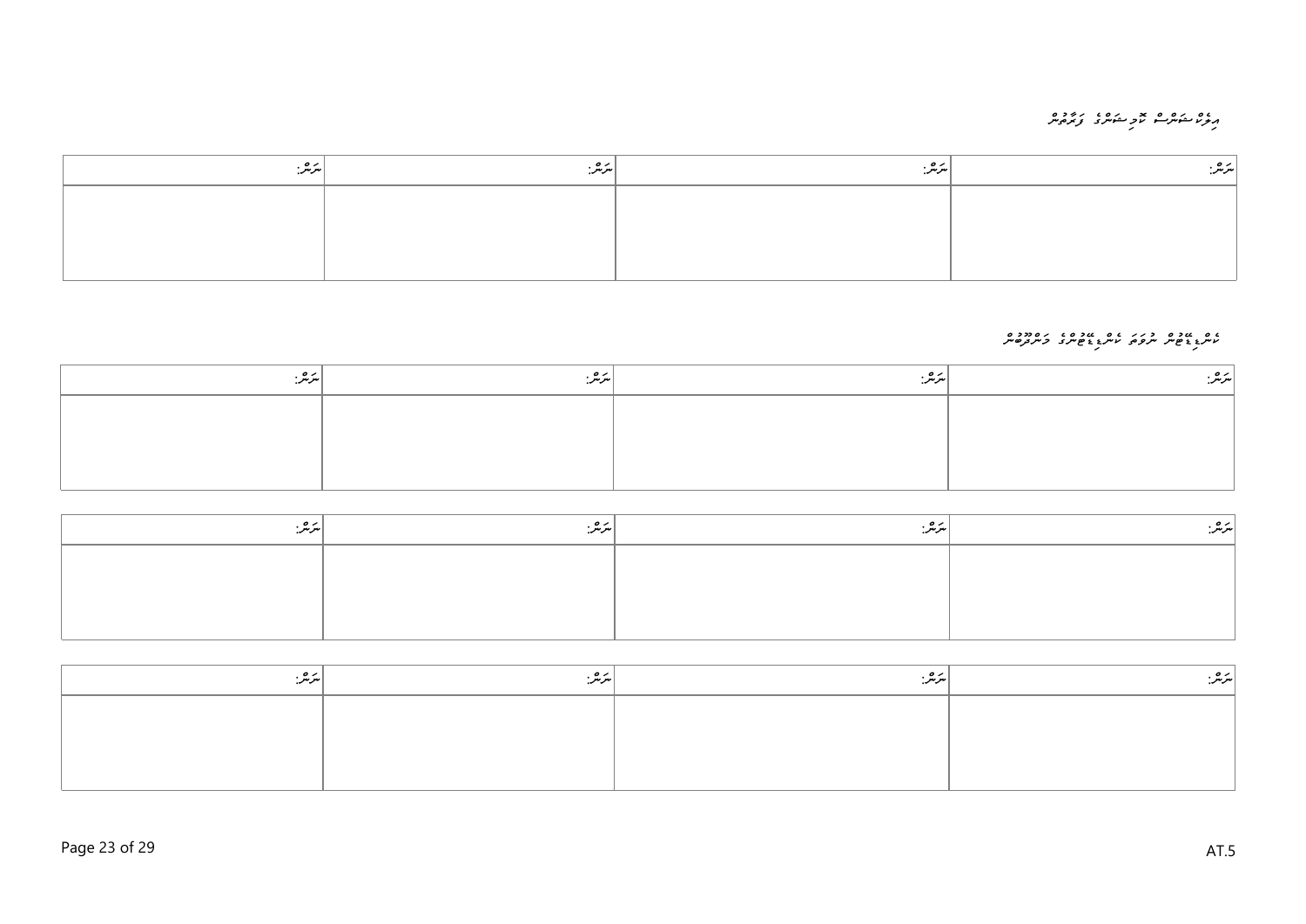# މިލްކުވަތްކުރި ކޮލިމަތިކުރި ފޯމް

| ނަންބަރު: | ނަންބަރު: | ނަންބަރު: | ނަންބަރު: |
|---|---|---|---|
| | | | |

## ކުންފުނީގެ ނަމުގައި ކުންފުނީގެ މަސްދަރު

| ނަންބަރު: | ނަންބަރު: | ނަންބަރު: | ނަންބަރު: |
|---|---|---|---|
| | | | |

| ނަންބަރު: | ނަންބަރު: | ނަންބަރު: | ނަންބަރު: |
|---|---|---|---|
| | | | |

| ނަންބަރު: | ނަންބަރު: | ނަންބަރު: | ނަންބަރު: |
|---|---|---|---|
| | | | |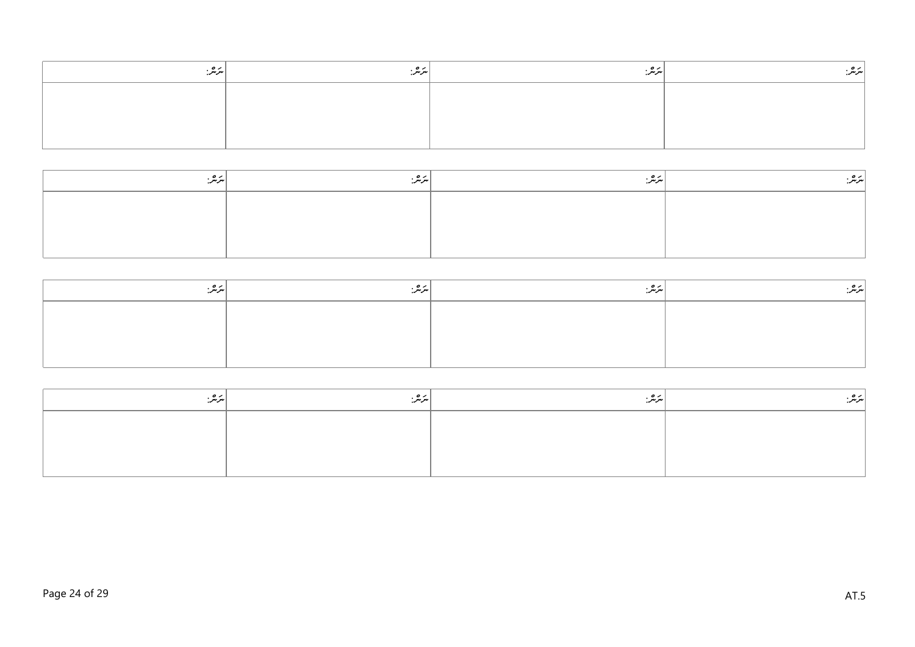| ނަރަދ: | ނަރަދ: | ނަރަދ: | ނަރަދ: |
| --- | --- | --- | --- |
| | | | |

| ނަރަދ: | ނަރަދ: | ނަރަދ: | ނަރަދ: |
| --- | --- | --- | --- |
| | | | |

| ނަރަދ: | ނަރަދ: | ނަރަދ: | ނަރަދ: |
| --- | --- | --- | --- |
| | | | |

| ނަރަދ: | ނަރަދ: | ނަރަދ: | ނަރަދ: |
| --- | --- | --- | --- |
| | | | |

AT.5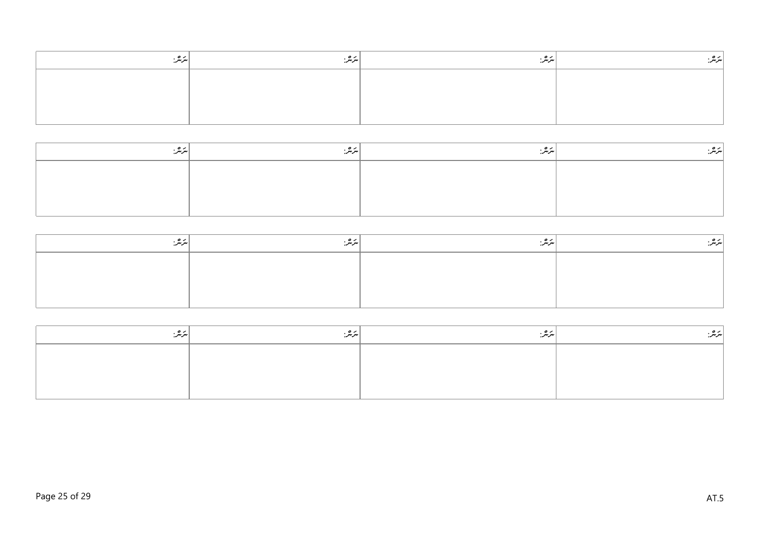| ނަރަ: | ނަރަ: | ނަރަ: | ނަރަ: |
| --- | --- | --- | --- |
| | | | |

| ނަރަ: | ނަރަ: | ނަރަ: | ނަރަ: |
| --- | --- | --- | --- |
| | | | |

| ނަރަ: | ނަރަ: | ނަރަ: | ނަރަ: |
| --- | --- | --- | --- |
| | | | |

| ނަރަ: | ނަރަ: | ނަރަ: | ނަރަ: |
| --- | --- | --- | --- |
| | | | |

AT.5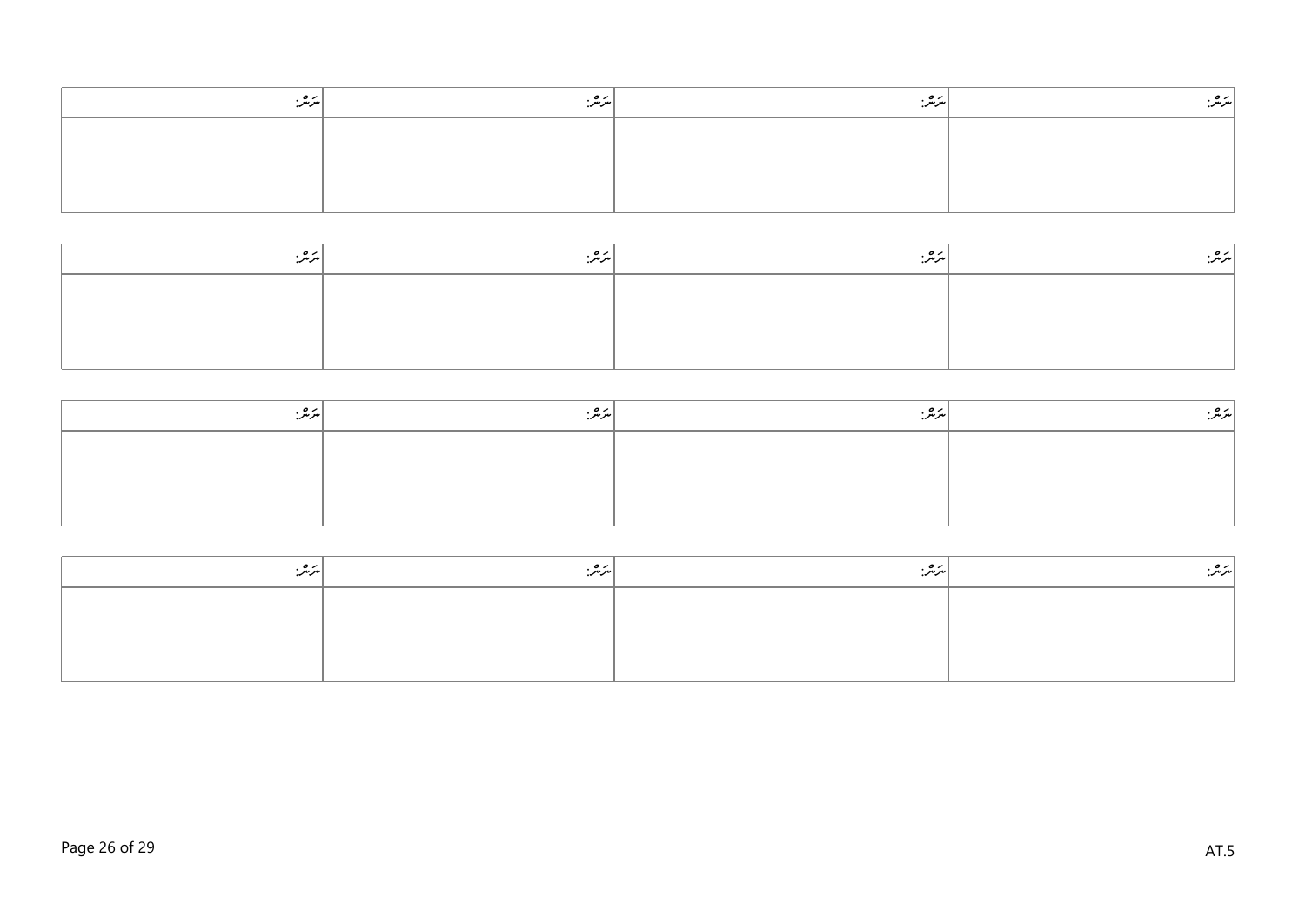| ނަރަރ: | ނަރަރ: | ނަރަރ: | ނަރަރ: |
| --- | --- | --- | --- |
| | | | |

| ނަރަރ: | ނަރަރ: | ނަރަރ: | ނަރަރ: |
| --- | --- | --- | --- |
| | | | |

| ނަރަރ: | ނަރަރ: | ނަރަރ: | ނަރަރ: |
| --- | --- | --- | --- |
| | | | |

| ނަރަރ: | ނަރަރ: | ނަރަރ: | ނަރަރ: |
| --- | --- | --- | --- |
| | | | |

AT.5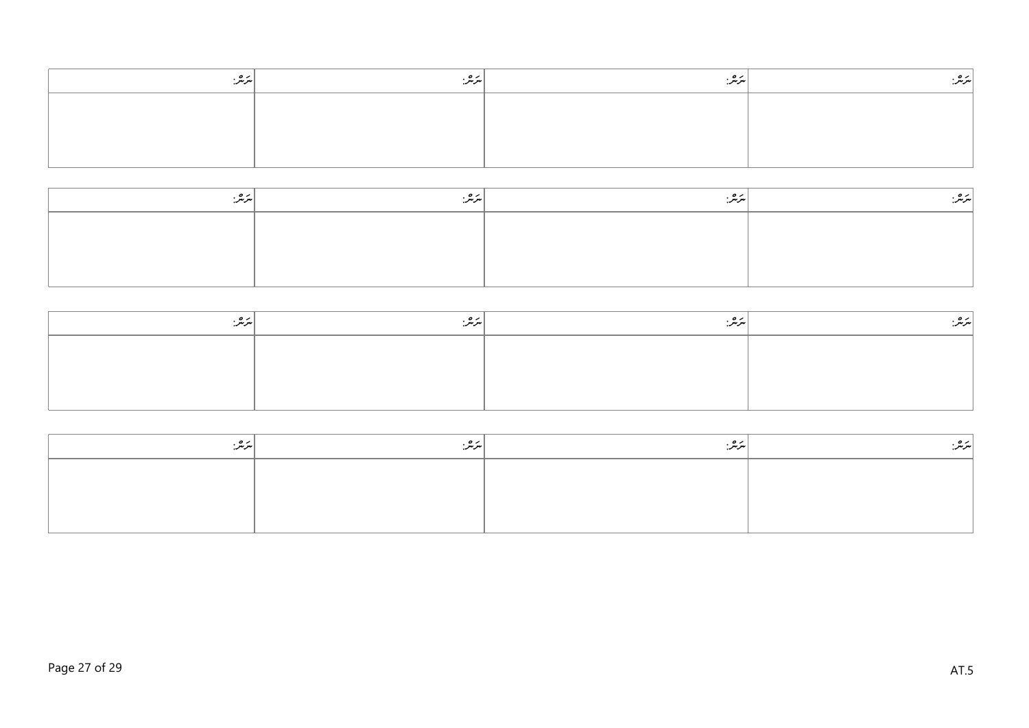| ނަރާ: | ނަރާ: | ނަރާ: | ނަރާ: |
| --- | --- | --- | --- |
| | | | |

| ނަރާ: | ނަރާ: | ނަރާ: | ނަރާ: |
| --- | --- | --- | --- |
| | | | |

| ނަރާ: | ނަރާ: | ނަރާ: | ނަރާ: |
| --- | --- | --- | --- |
| | | | |

| ނަރާ: | ނަރާ: | ނަރާ: | ނަރާ: |
| --- | --- | --- | --- |
| | | | |

AT.5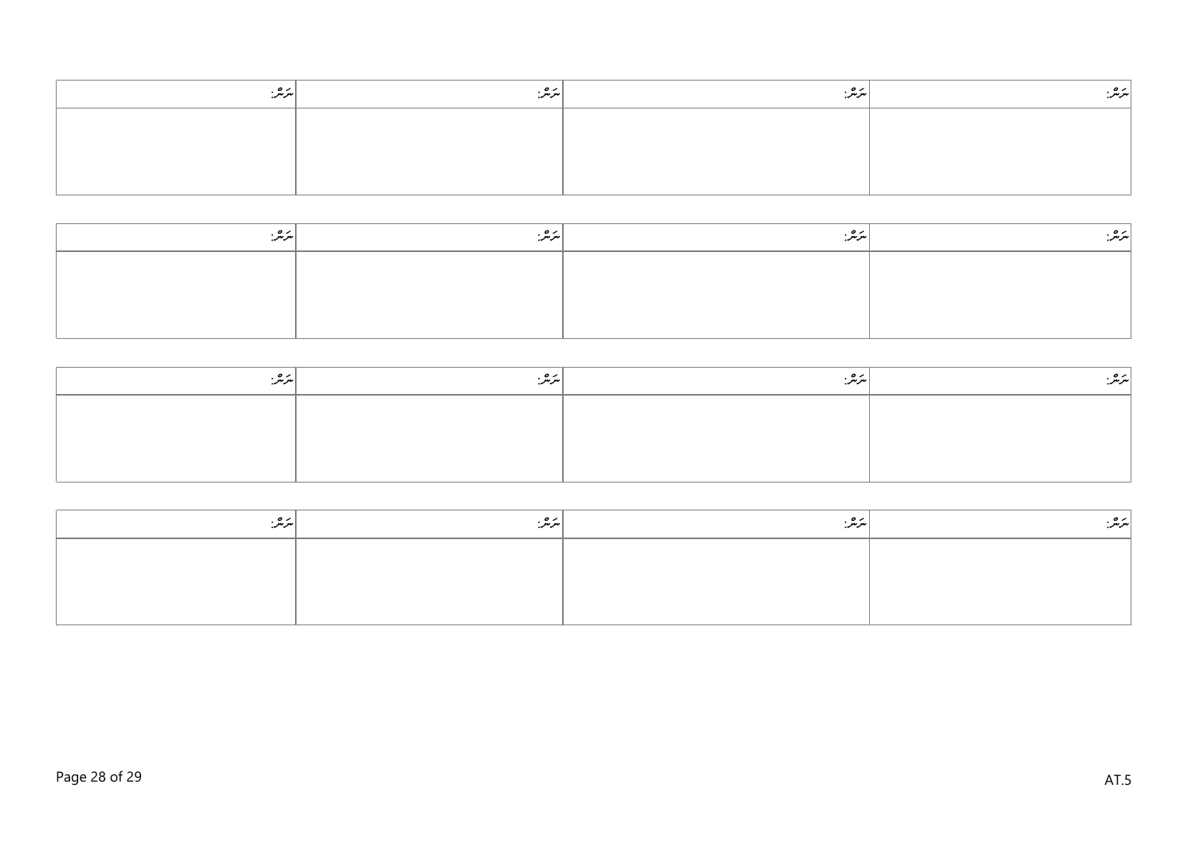| ނަރުދ: | ނަރުދ: | ނަރުދ: | ނަރުދ: |
| --- | --- | --- | --- |
| | | | |

| ނަރުދ: | ނަރުދ: | ނަރުދ: | ނަރުދ: |
| --- | --- | --- | --- |
| | | | |

| ނަރުދ: | ނަރުދ: | ނަރުދ: | ނަރުދ: |
| --- | --- | --- | --- |
| | | | |

| ނަރުދ: | ނަރުދ: | ނަރުދ: | ނަރުދ: |
| --- | --- | --- | --- |
| | | | |

AT.5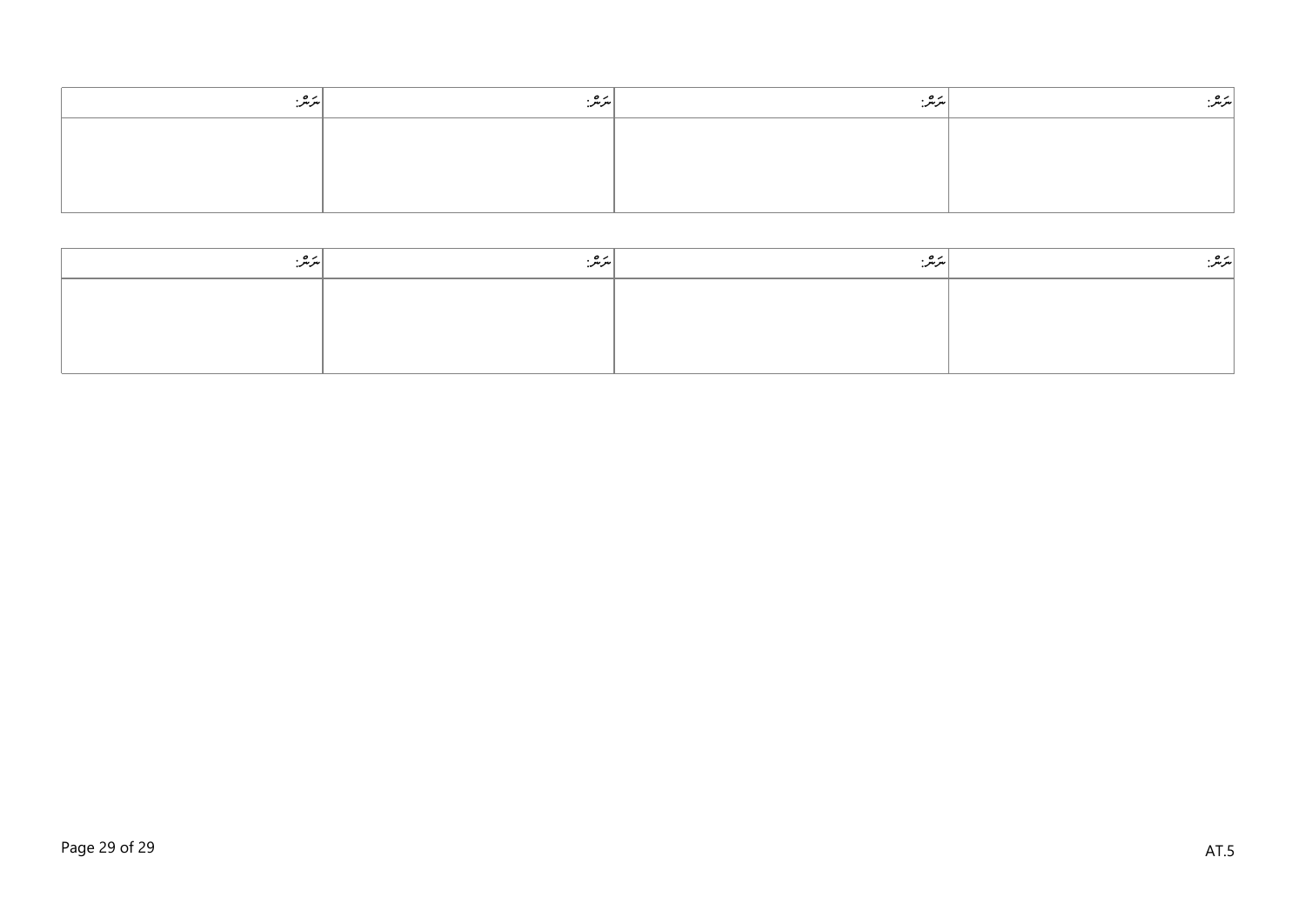| ނަންބަރ: | ނަންބަރ: | ނަންބަރ: | ނަންބަރ: |
| --- | --- | --- | --- |
| | | | |

| ނަންބަރ: | ނަންބަރ: | ނަންބަރ: | ނަންބަރ: |
| --- | --- | --- | --- |
| | | | |